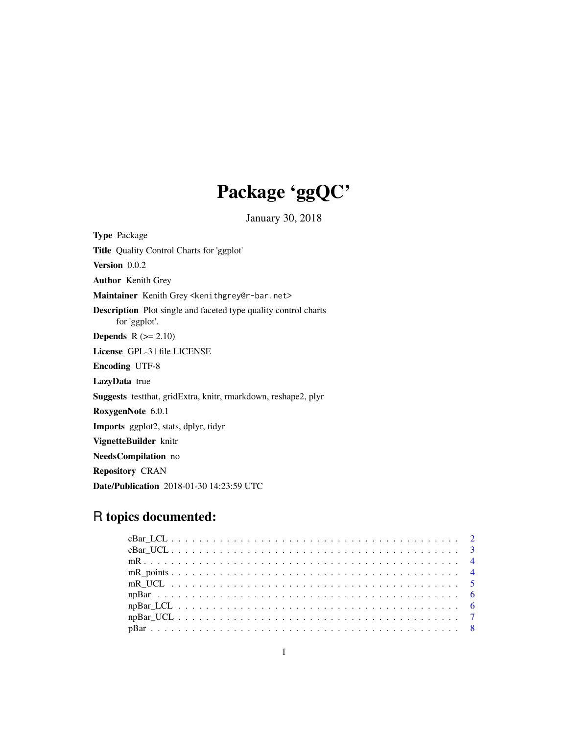# Package 'ggQC'

January 30, 2018

**Type** Package

**Title** Quality Control Charts for 'ggplot'

**Version** 0.0.2

**Author** Kenith Grey

**Maintainer** Kenith Grey <kenithgrey@r-bar.net>

**Description** Plot single and faceted type quality control charts for 'ggplot'.

**Depends** R (>= 2.10)

**License** GPL-3 | file LICENSE

**Encoding** UTF-8

**LazyData** true

**Suggests** testthat, gridExtra, knitr, rmarkdown, reshape2, plyr

**RoxygenNote** 6.0.1

**Imports** ggplot2, stats, dplyr, tidyr

**VignetteBuilder** knitr

**NeedsCompilation** no

**Repository** CRAN

**Date/Publication** 2018-01-30 14:23:59 UTC

## R topics documented:

cBar_LCL . . . . . . . . . . . . . . . . . . . . . . . . . . . . . . . . . . . . . . . . 2
cBar_UCL . . . . . . . . . . . . . . . . . . . . . . . . . . . . . . . . . . . . . . . . 3
mR . . . . . . . . . . . . . . . . . . . . . . . . . . . . . . . . . . . . . . . . . . . 4
mR_points . . . . . . . . . . . . . . . . . . . . . . . . . . . . . . . . . . . . . . . 4
mR_UCL . . . . . . . . . . . . . . . . . . . . . . . . . . . . . . . . . . . . . . . . 5
npBar . . . . . . . . . . . . . . . . . . . . . . . . . . . . . . . . . . . . . . . . . 6
npBar_LCL . . . . . . . . . . . . . . . . . . . . . . . . . . . . . . . . . . . . . . . 6
npBar_UCL . . . . . . . . . . . . . . . . . . . . . . . . . . . . . . . . . . . . . . . 7
pBar . . . . . . . . . . . . . . . . . . . . . . . . . . . . . . . . . . . . . . . . . . 8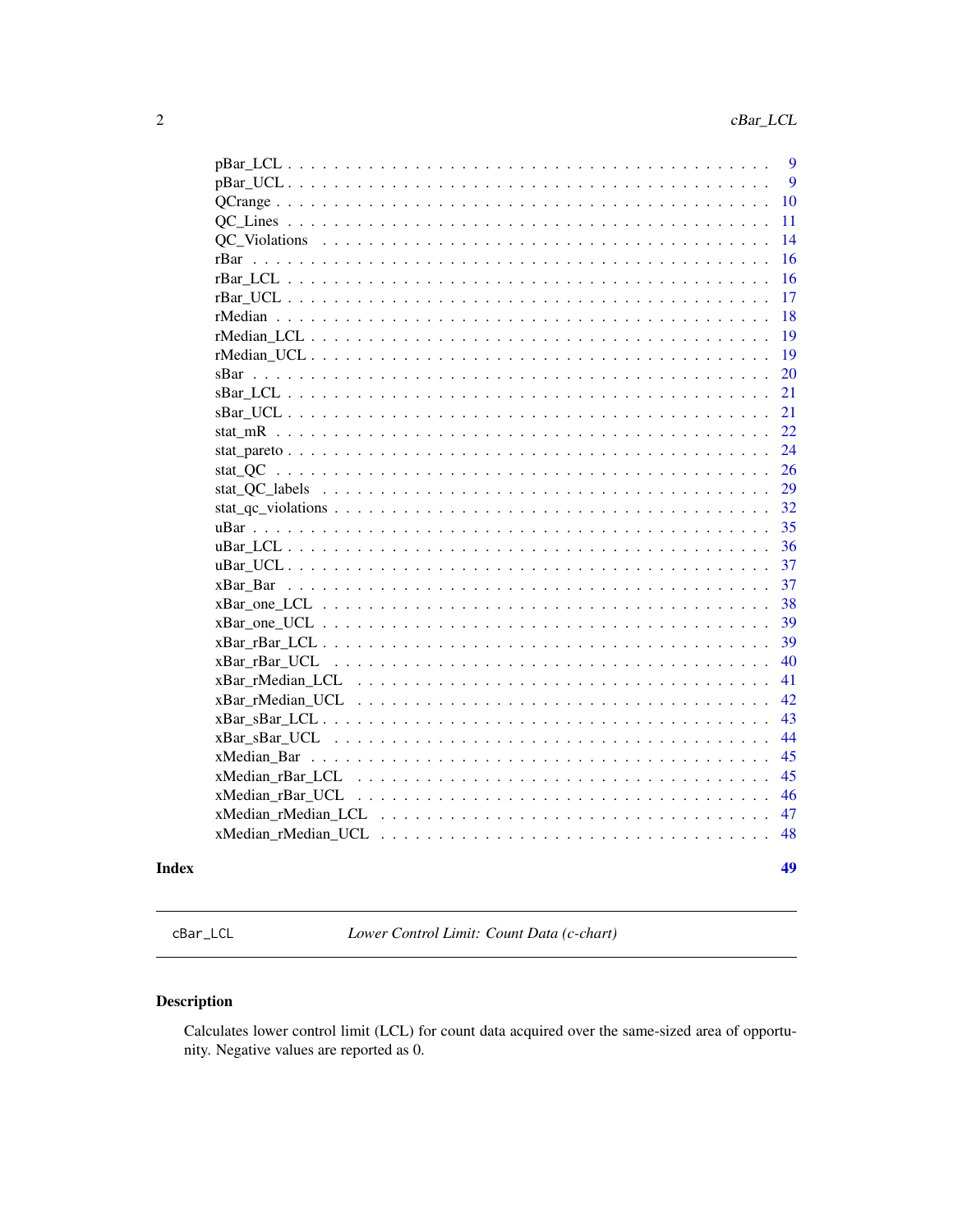pBar_LCL . . . . . . . . . . . . . . . . . . . . . . . . . . . . . . . . . . . . . . 9
pBar_UCL . . . . . . . . . . . . . . . . . . . . . . . . . . . . . . . . . . . . . . 9
QCrange . . . . . . . . . . . . . . . . . . . . . . . . . . . . . . . . . . . . . . . 10
QC_Lines . . . . . . . . . . . . . . . . . . . . . . . . . . . . . . . . . . . . . . 11
QC_Violations . . . . . . . . . . . . . . . . . . . . . . . . . . . . . . . . . . . 14
rBar . . . . . . . . . . . . . . . . . . . . . . . . . . . . . . . . . . . . . . . . 16
rBar_LCL . . . . . . . . . . . . . . . . . . . . . . . . . . . . . . . . . . . . . . 16
rBar_UCL . . . . . . . . . . . . . . . . . . . . . . . . . . . . . . . . . . . . . . 17
rMedian . . . . . . . . . . . . . . . . . . . . . . . . . . . . . . . . . . . . . . . 18
rMedian_LCL . . . . . . . . . . . . . . . . . . . . . . . . . . . . . . . . . . . . 19
rMedian_UCL . . . . . . . . . . . . . . . . . . . . . . . . . . . . . . . . . . . . 19
sBar . . . . . . . . . . . . . . . . . . . . . . . . . . . . . . . . . . . . . . . . 20
sBar_LCL . . . . . . . . . . . . . . . . . . . . . . . . . . . . . . . . . . . . . . 21
sBar_UCL . . . . . . . . . . . . . . . . . . . . . . . . . . . . . . . . . . . . . . 21
stat_mR . . . . . . . . . . . . . . . . . . . . . . . . . . . . . . . . . . . . . . . 22
stat_pareto . . . . . . . . . . . . . . . . . . . . . . . . . . . . . . . . . . . . . 24
stat_QC . . . . . . . . . . . . . . . . . . . . . . . . . . . . . . . . . . . . . . . 26
stat_QC_labels . . . . . . . . . . . . . . . . . . . . . . . . . . . . . . . . . . . 29
stat_qc_violations . . . . . . . . . . . . . . . . . . . . . . . . . . . . . . . . . 32
uBar . . . . . . . . . . . . . . . . . . . . . . . . . . . . . . . . . . . . . . . . 35
uBar_LCL . . . . . . . . . . . . . . . . . . . . . . . . . . . . . . . . . . . . . . 36
uBar_UCL . . . . . . . . . . . . . . . . . . . . . . . . . . . . . . . . . . . . . . 37
xBar_Bar . . . . . . . . . . . . . . . . . . . . . . . . . . . . . . . . . . . . . . 37
xBar_one_LCL . . . . . . . . . . . . . . . . . . . . . . . . . . . . . . . . . . . 38
xBar_one_UCL . . . . . . . . . . . . . . . . . . . . . . . . . . . . . . . . . . . 39
xBar_rBar_LCL . . . . . . . . . . . . . . . . . . . . . . . . . . . . . . . . . . . 39
xBar_rBar_UCL . . . . . . . . . . . . . . . . . . . . . . . . . . . . . . . . . . . 40
xBar_rMedian_LCL . . . . . . . . . . . . . . . . . . . . . . . . . . . . . . . . . 41
xBar_rMedian_UCL . . . . . . . . . . . . . . . . . . . . . . . . . . . . . . . . . 42
xBar_sBar_LCL . . . . . . . . . . . . . . . . . . . . . . . . . . . . . . . . . . . 43
xBar_sBar_UCL . . . . . . . . . . . . . . . . . . . . . . . . . . . . . . . . . . . 44
xMedian_Bar . . . . . . . . . . . . . . . . . . . . . . . . . . . . . . . . . . . . 45
xMedian_rBar_LCL . . . . . . . . . . . . . . . . . . . . . . . . . . . . . . . . . 45
xMedian_rBar_UCL . . . . . . . . . . . . . . . . . . . . . . . . . . . . . . . . . 46
xMedian_rMedian_LCL . . . . . . . . . . . . . . . . . . . . . . . . . . . . . . . 47
xMedian_rMedian_UCL . . . . . . . . . . . . . . . . . . . . . . . . . . . . . . . 48

**Index** **49**

---

`cBar_LCL` *Lower Control Limit: Count Data (c-chart)*

---

## Description

Calculates lower control limit (LCL) for count data acquired over the same-sized area of opportunity. Negative values are reported as 0.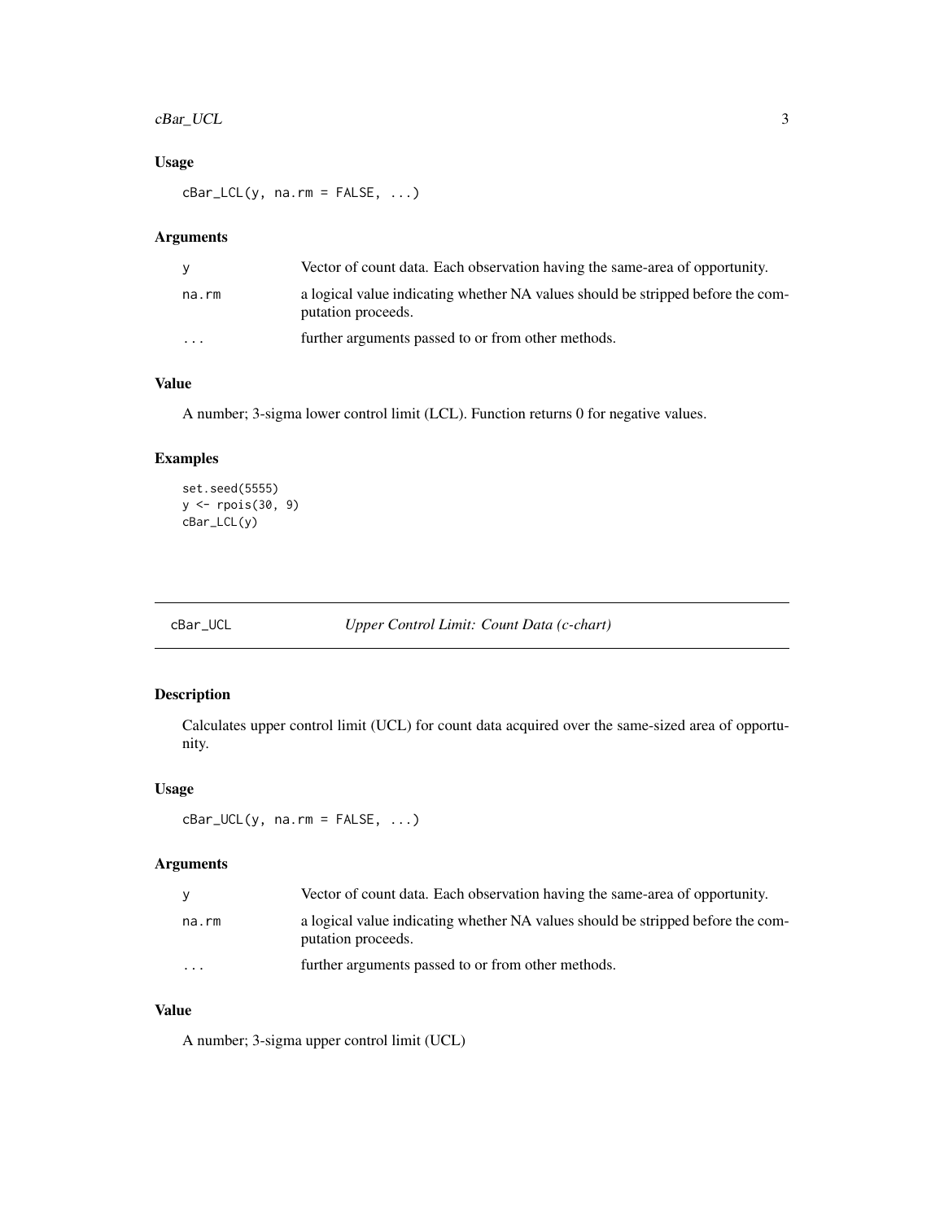### Usage

```
cBar_LCL(y, na.rm = FALSE, ...)
```

### Arguments

| | |
|---|---|
| y | Vector of count data. Each observation having the same-area of opportunity. |
| na.rm | a logical value indicating whether NA values should be stripped before the computation proceeds. |
| ... | further arguments passed to or from other methods. |

### Value

A number; 3-sigma lower control limit (LCL). Function returns 0 for negative values.

### Examples

```
set.seed(5555)
y <- rpois(30, 9)
cBar_LCL(y)
```

---

## cBar_UCL *Upper Control Limit: Count Data (c-chart)*

---

### Description

Calculates upper control limit (UCL) for count data acquired over the same-sized area of opportunity.

### Usage

```
cBar_UCL(y, na.rm = FALSE, ...)
```

### Arguments

| | |
|---|---|
| y | Vector of count data. Each observation having the same-area of opportunity. |
| na.rm | a logical value indicating whether NA values should be stripped before the computation proceeds. |
| ... | further arguments passed to or from other methods. |

### Value

A number; 3-sigma upper control limit (UCL)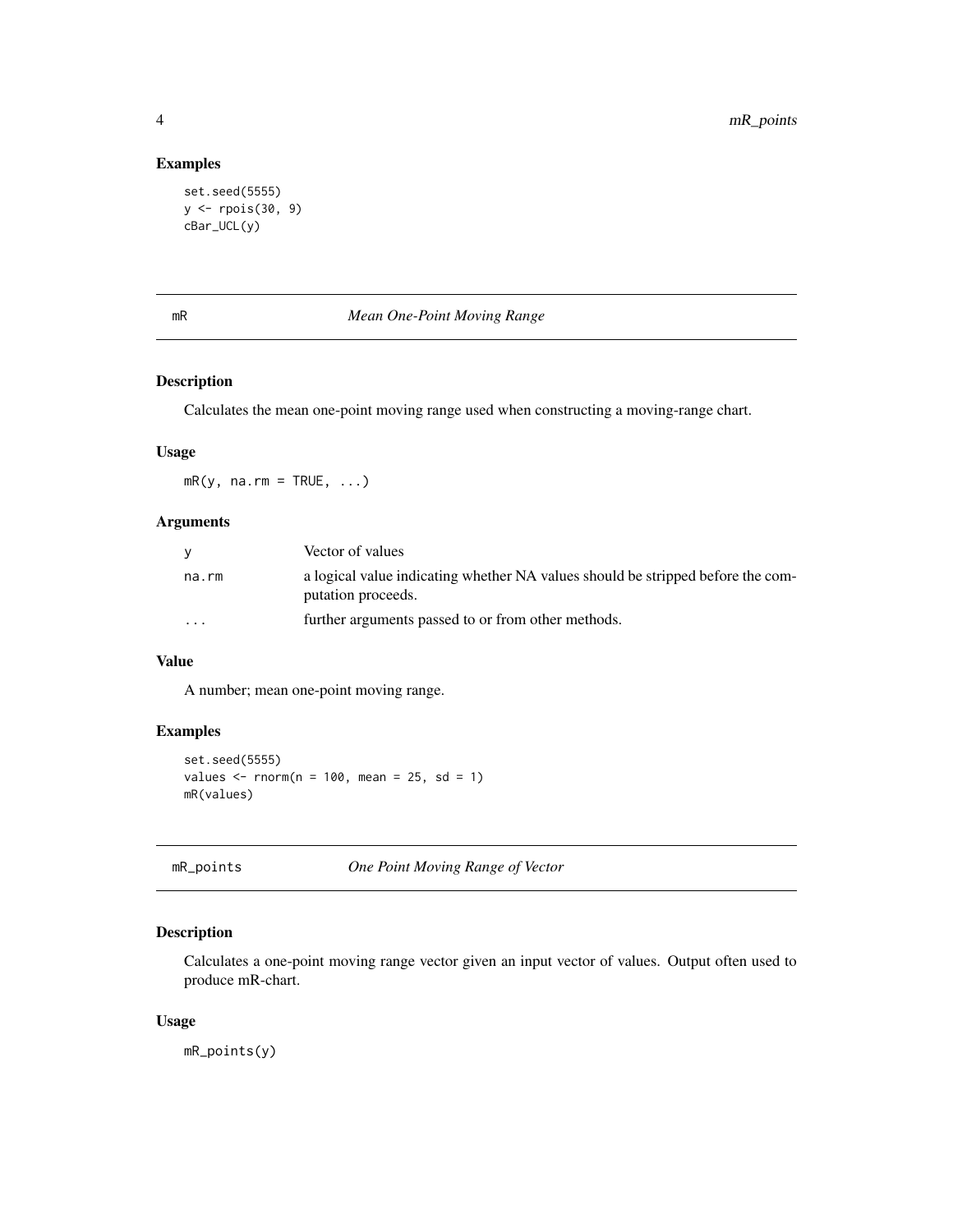## Examples

```
set.seed(5555)
y <- rpois(30, 9)
cBar_UCL(y)
```

---

# mR — *Mean One-Point Moving Range*

## Description

Calculates the mean one-point moving range used when constructing a moving-range chart.

## Usage

```
mR(y, na.rm = TRUE, ...)
```

## Arguments

| | |
|---|---|
| y | Vector of values |
| na.rm | a logical value indicating whether NA values should be stripped before the computation proceeds. |
| ... | further arguments passed to or from other methods. |

## Value

A number; mean one-point moving range.

## Examples

```
set.seed(5555)
values <- rnorm(n = 100, mean = 25, sd = 1)
mR(values)
```

---

# mR_points — *One Point Moving Range of Vector*

## Description

Calculates a one-point moving range vector given an input vector of values. Output often used to produce mR-chart.

## Usage

```
mR_points(y)
```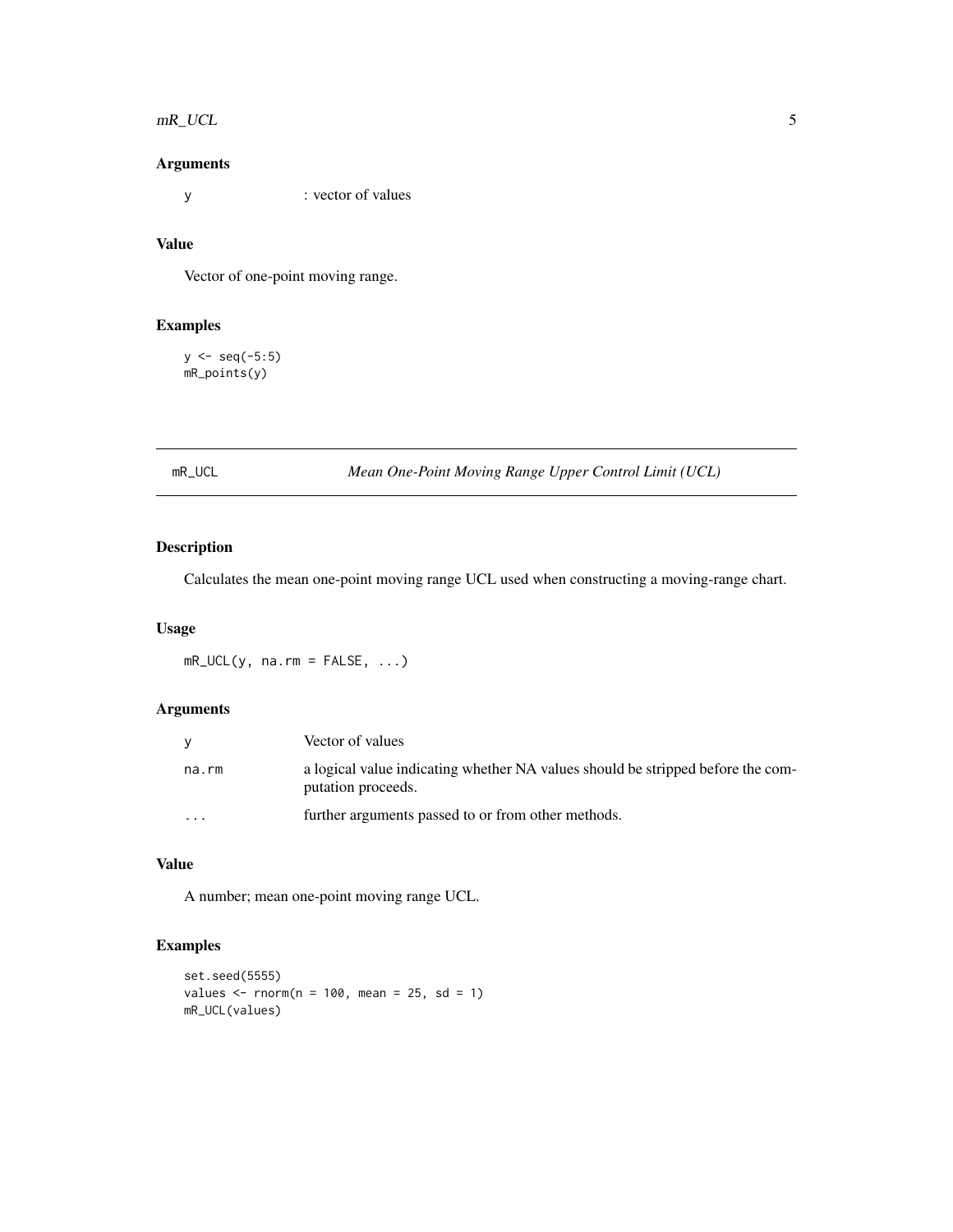### Arguments

| | |
|---|---|
| y | : vector of values |

### Value

Vector of one-point moving range.

### Examples

```
y <- seq(-5:5)
mR_points(y)
```

---

## mR_UCL — *Mean One-Point Moving Range Upper Control Limit (UCL)*

---

### Description

Calculates the mean one-point moving range UCL used when constructing a moving-range chart.

### Usage

```
mR_UCL(y, na.rm = FALSE, ...)
```

### Arguments

| | |
|---|---|
| y | Vector of values |
| na.rm | a logical value indicating whether NA values should be stripped before the computation proceeds. |
| ... | further arguments passed to or from other methods. |

### Value

A number; mean one-point moving range UCL.

### Examples

```
set.seed(5555)
values <- rnorm(n = 100, mean = 25, sd = 1)
mR_UCL(values)
```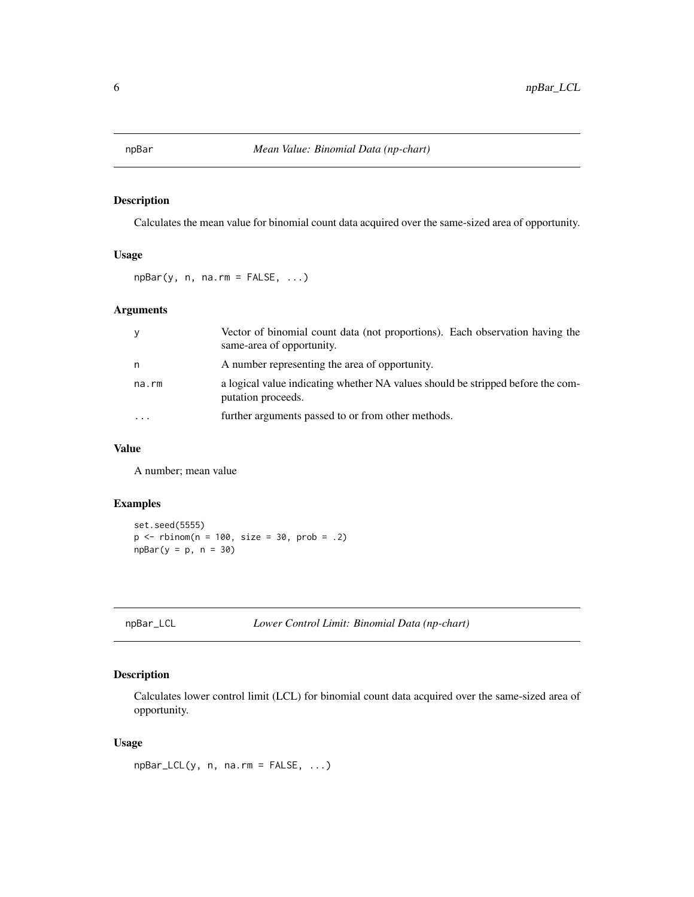## npBar — *Mean Value: Binomial Data (np-chart)*

### Description

Calculates the mean value for binomial count data acquired over the same-sized area of opportunity.

### Usage

```
npBar(y, n, na.rm = FALSE, ...)
```

### Arguments

| | |
|---|---|
| y | Vector of binomial count data (not proportions). Each observation having the same-area of opportunity. |
| n | A number representing the area of opportunity. |
| na.rm | a logical value indicating whether NA values should be stripped before the computation proceeds. |
| ... | further arguments passed to or from other methods. |

### Value

A number; mean value

### Examples

```
set.seed(5555)
p <- rbinom(n = 100, size = 30, prob = .2)
npBar(y = p, n = 30)
```

## npBar_LCL — *Lower Control Limit: Binomial Data (np-chart)*

### Description

Calculates lower control limit (LCL) for binomial count data acquired over the same-sized area of opportunity.

### Usage

```
npBar_LCL(y, n, na.rm = FALSE, ...)
```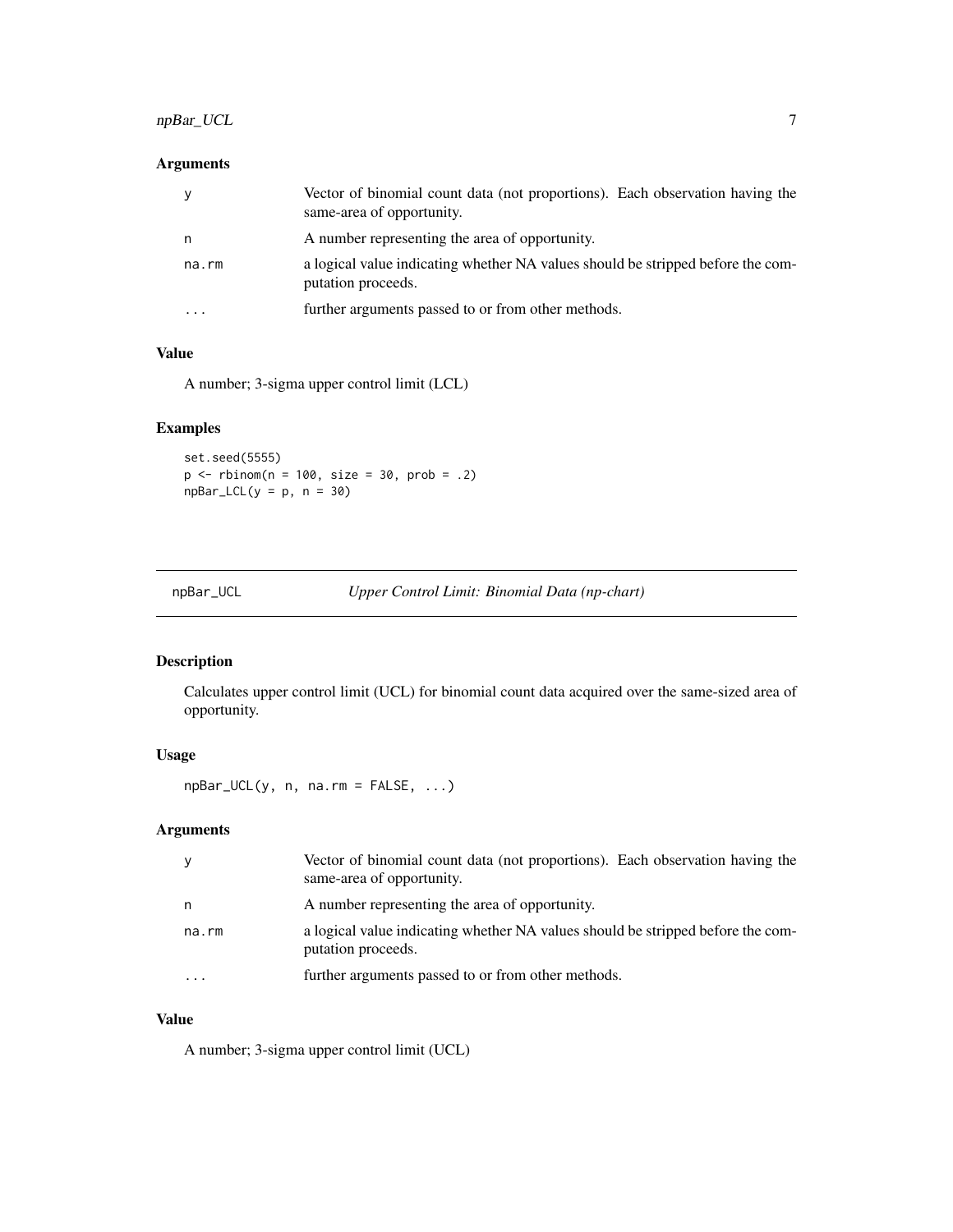## Arguments

| | |
|---|---|
| y | Vector of binomial count data (not proportions). Each observation having the same-area of opportunity. |
| n | A number representing the area of opportunity. |
| na.rm | a logical value indicating whether NA values should be stripped before the computation proceeds. |
| ... | further arguments passed to or from other methods. |

## Value

A number; 3-sigma upper control limit (LCL)

## Examples

```
set.seed(5555)
p <- rbinom(n = 100, size = 30, prob = .2)
npBar_LCL(y = p, n = 30)
```

---

# npBar_UCL — *Upper Control Limit: Binomial Data (np-chart)*

## Description

Calculates upper control limit (UCL) for binomial count data acquired over the same-sized area of opportunity.

## Usage

```
npBar_UCL(y, n, na.rm = FALSE, ...)
```

## Arguments

| | |
|---|---|
| y | Vector of binomial count data (not proportions). Each observation having the same-area of opportunity. |
| n | A number representing the area of opportunity. |
| na.rm | a logical value indicating whether NA values should be stripped before the computation proceeds. |
| ... | further arguments passed to or from other methods. |

## Value

A number; 3-sigma upper control limit (UCL)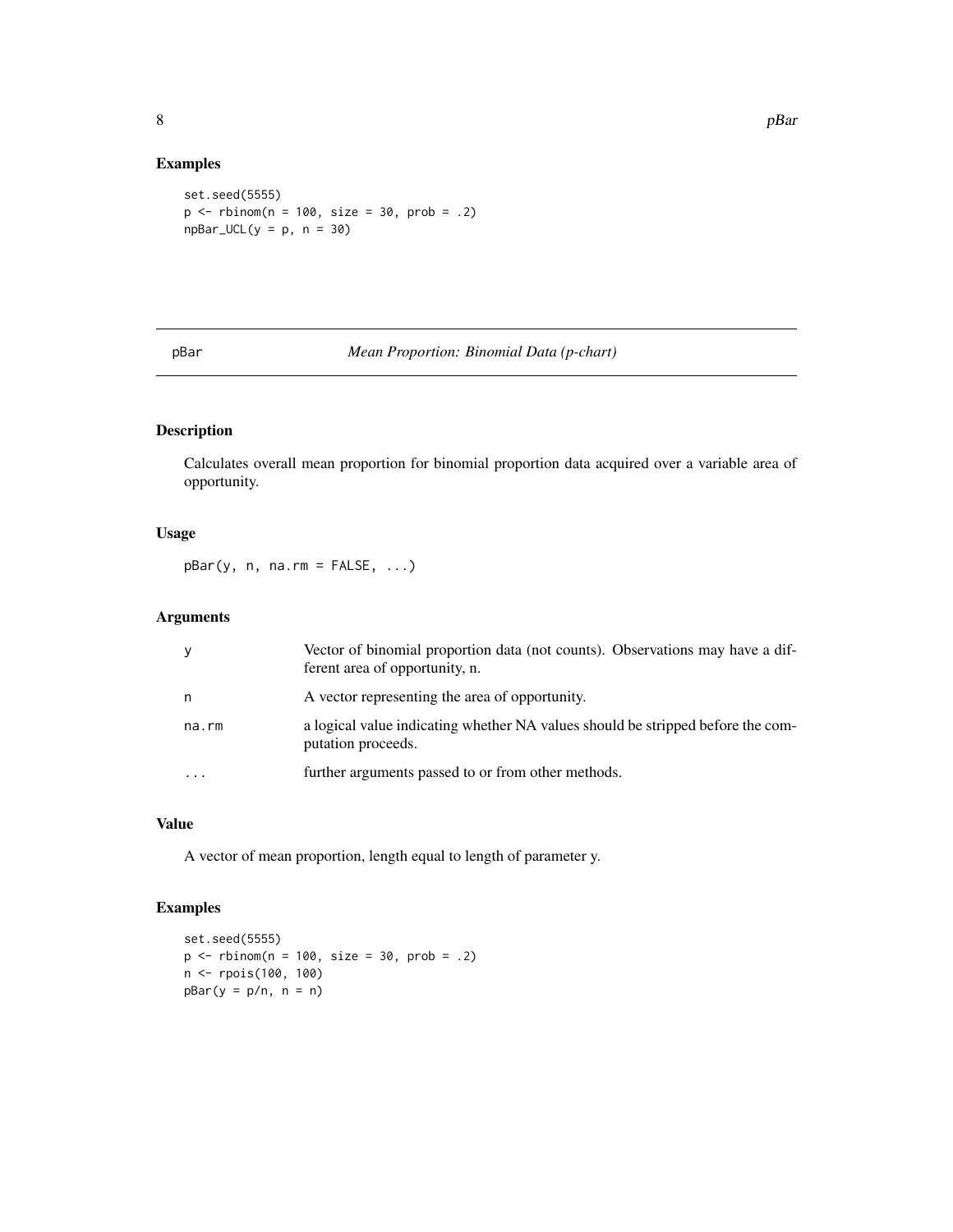## Examples

```
set.seed(5555)
p <- rbinom(n = 100, size = 30, prob = .2)
npBar_UCL(y = p, n = 30)
```

---

# pBar *Mean Proportion: Binomial Data (p-chart)*

---

## Description

Calculates overall mean proportion for binomial proportion data acquired over a variable area of opportunity.

## Usage

```
pBar(y, n, na.rm = FALSE, ...)
```

## Arguments

| | |
|---|---|
| y | Vector of binomial proportion data (not counts). Observations may have a different area of opportunity, n. |
| n | A vector representing the area of opportunity. |
| na.rm | a logical value indicating whether NA values should be stripped before the computation proceeds. |
| ... | further arguments passed to or from other methods. |

## Value

A vector of mean proportion, length equal to length of parameter y.

## Examples

```
set.seed(5555)
p <- rbinom(n = 100, size = 30, prob = .2)
n <- rpois(100, 100)
pBar(y = p/n, n = n)
```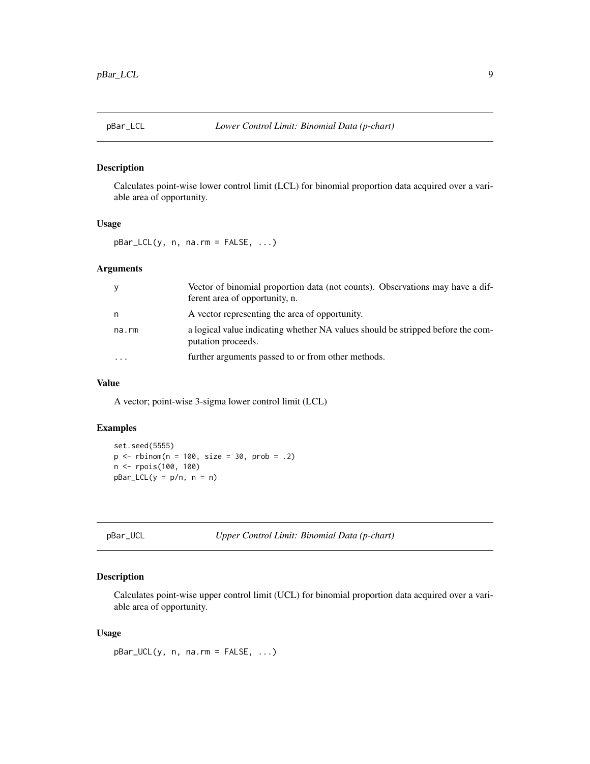## pBar_LCL — *Lower Control Limit: Binomial Data (p-chart)*

### Description

Calculates point-wise lower control limit (LCL) for binomial proportion data acquired over a variable area of opportunity.

### Usage

```
pBar_LCL(y, n, na.rm = FALSE, ...)
```

### Arguments

| | |
|---|---|
| `y` | Vector of binomial proportion data (not counts). Observations may have a different area of opportunity, n. |
| `n` | A vector representing the area of opportunity. |
| `na.rm` | a logical value indicating whether NA values should be stripped before the computation proceeds. |
| `...` | further arguments passed to or from other methods. |

### Value

A vector; point-wise 3-sigma lower control limit (LCL)

### Examples

```
set.seed(5555)
p <- rbinom(n = 100, size = 30, prob = .2)
n <- rpois(100, 100)
pBar_LCL(y = p/n, n = n)
```

## pBar_UCL — *Upper Control Limit: Binomial Data (p-chart)*

### Description

Calculates point-wise upper control limit (UCL) for binomial proportion data acquired over a variable area of opportunity.

### Usage

```
pBar_UCL(y, n, na.rm = FALSE, ...)
```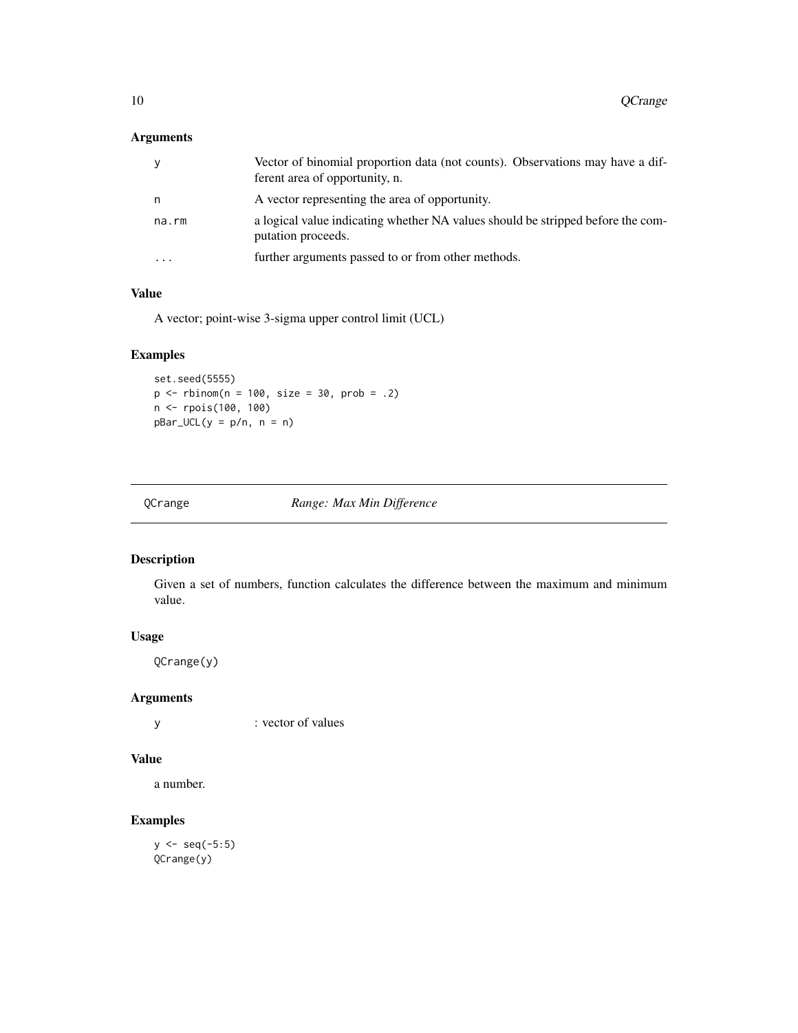## Arguments

| | |
|---|---|
| y | Vector of binomial proportion data (not counts). Observations may have a different area of opportunity, n. |
| n | A vector representing the area of opportunity. |
| na.rm | a logical value indicating whether NA values should be stripped before the computation proceeds. |
| ... | further arguments passed to or from other methods. |

## Value

A vector; point-wise 3-sigma upper control limit (UCL)

## Examples

```
set.seed(5555)
p <- rbinom(n = 100, size = 30, prob = .2)
n <- rpois(100, 100)
pBar_UCL(y = p/n, n = n)
```

---

# QCrange &emsp; *Range: Max Min Difference*

---

## Description

Given a set of numbers, function calculates the difference between the maximum and minimum value.

## Usage

```
QCrange(y)
```

## Arguments

| | |
|---|---|
| y | : vector of values |

## Value

a number.

## Examples

```
y <- seq(-5:5)
QCrange(y)
```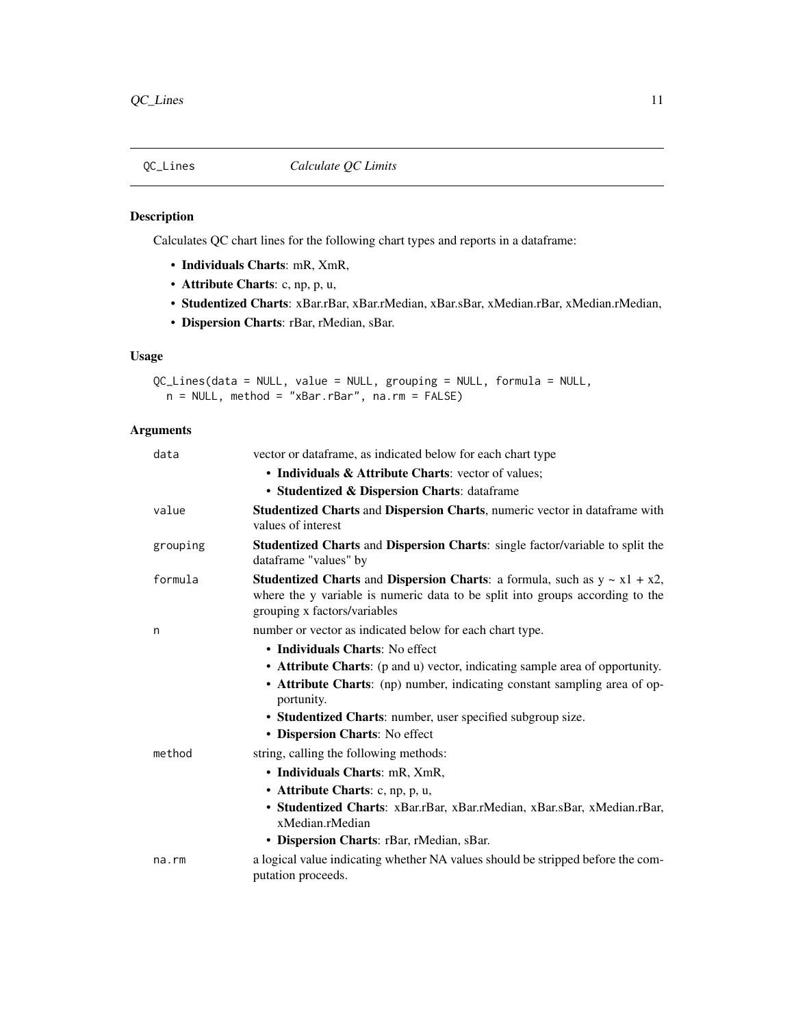QC_Lines *Calculate QC Limits*

## Description

Calculates QC chart lines for the following chart types and reports in a dataframe:

- **Individuals Charts**: mR, XmR,
- **Attribute Charts**: c, np, p, u,
- **Studentized Charts**: xBar.rBar, xBar.rMedian, xBar.sBar, xMedian.rBar, xMedian.rMedian,
- **Dispersion Charts**: rBar, rMedian, sBar.

## Usage

```
QC_Lines(data = NULL, value = NULL, grouping = NULL, formula = NULL,
  n = NULL, method = "xBar.rBar", na.rm = FALSE)
```

## Arguments

`data` vector or dataframe, as indicated below for each chart type

- **Individuals & Attribute Charts**: vector of values;
- **Studentized & Dispersion Charts**: dataframe

`value` **Studentized Charts** and **Dispersion Charts**, numeric vector in dataframe with values of interest

`grouping` **Studentized Charts** and **Dispersion Charts**: single factor/variable to split the dataframe "values" by

`formula` **Studentized Charts** and **Dispersion Charts**: a formula, such as y ~ x1 + x2, where the y variable is numeric data to be split into groups according to the grouping x factors/variables

`n` number or vector as indicated below for each chart type.

- **Individuals Charts**: No effect
- **Attribute Charts**: (p and u) vector, indicating sample area of opportunity.
- **Attribute Charts**: (np) number, indicating constant sampling area of opportunity.
- **Studentized Charts**: number, user specified subgroup size.
- **Dispersion Charts**: No effect

`method` string, calling the following methods:

- **Individuals Charts**: mR, XmR,
- **Attribute Charts**: c, np, p, u,
- **Studentized Charts**: xBar.rBar, xBar.rMedian, xBar.sBar, xMedian.rBar, xMedian.rMedian
- **Dispersion Charts**: rBar, rMedian, sBar.

`na.rm` a logical value indicating whether NA values should be stripped before the computation proceeds.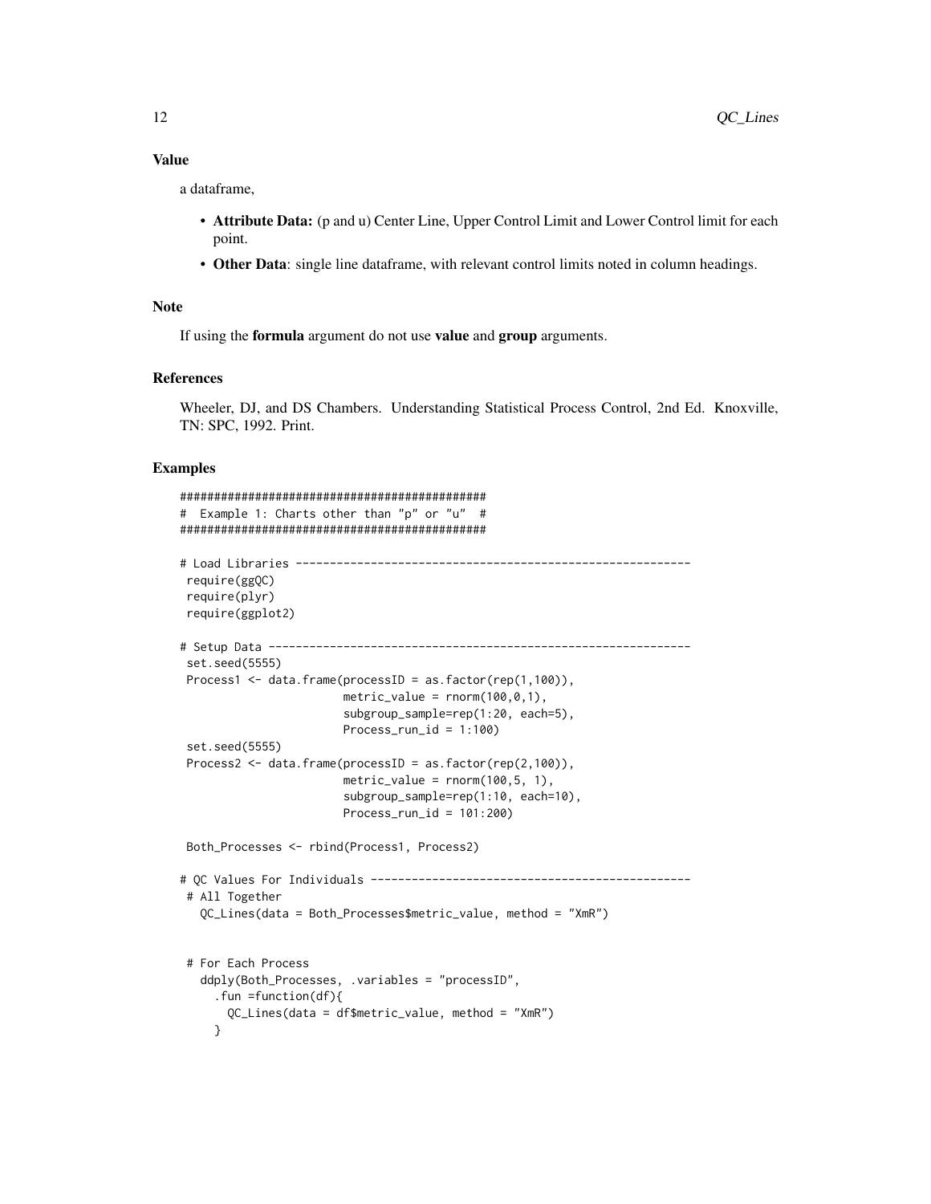### Value

a dataframe,

- **Attribute Data:** (p and u) Center Line, Upper Control Limit and Lower Control limit for each point.
- **Other Data**: single line dataframe, with relevant control limits noted in column headings.

### Note

If using the **formula** argument do not use **value** and **group** arguments.

### References

Wheeler, DJ, and DS Chambers. Understanding Statistical Process Control, 2nd Ed. Knoxville, TN: SPC, 1992. Print.

### Examples

```
#############################################
#  Example 1: Charts other than "p" or "u"  #
#############################################

# Load Libraries ----------------------------------------------------------
 require(ggQC)
 require(plyr)
 require(ggplot2)

# Setup Data --------------------------------------------------------------
 set.seed(5555)
 Process1 <- data.frame(processID = as.factor(rep(1,100)),
                        metric_value = rnorm(100,0,1),
                        subgroup_sample=rep(1:20, each=5),
                        Process_run_id = 1:100)
 set.seed(5555)
 Process2 <- data.frame(processID = as.factor(rep(2,100)),
                        metric_value = rnorm(100,5, 1),
                        subgroup_sample=rep(1:10, each=10),
                        Process_run_id = 101:200)

 Both_Processes <- rbind(Process1, Process2)

# QC Values For Individuals -----------------------------------------------
 # All Together
   QC_Lines(data = Both_Processes$metric_value, method = "XmR")


 # For Each Process
   ddply(Both_Processes, .variables = "processID",
     .fun =function(df){
       QC_Lines(data = df$metric_value, method = "XmR")
     }
```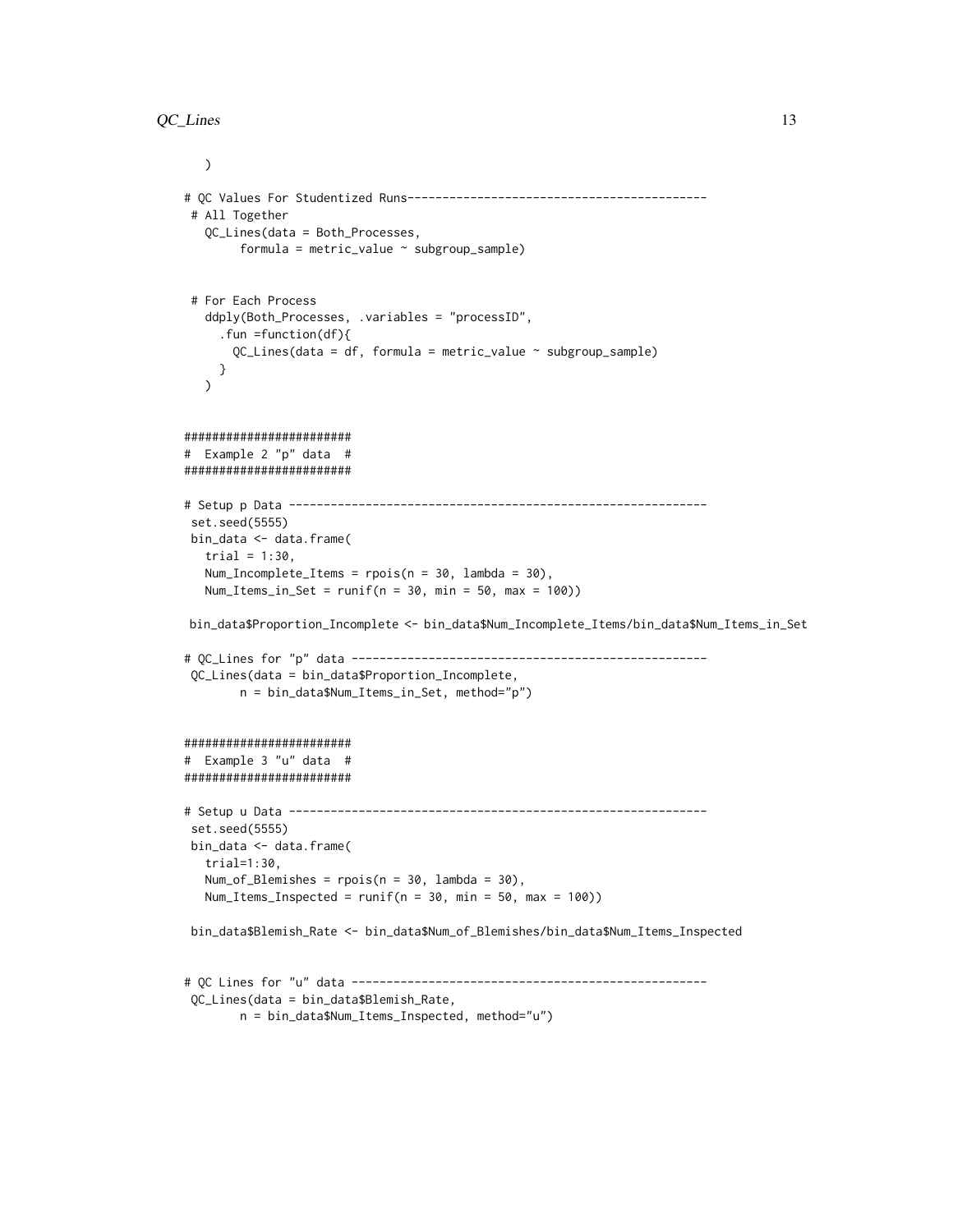```
  )

# QC Values For Studentized Runs-------------------------------------------
 # All Together
   QC_Lines(data = Both_Processes,
        formula = metric_value ~ subgroup_sample)


 # For Each Process
   ddply(Both_Processes, .variables = "processID",
     .fun =function(df){
       QC_Lines(data = df, formula = metric_value ~ subgroup_sample)
     }
   )


########################
#  Example 2 "p" data  #
########################

# Setup p Data -----------------------------------------------------------
 set.seed(5555)
 bin_data <- data.frame(
   trial = 1:30,
   Num_Incomplete_Items = rpois(n = 30, lambda = 30),
   Num_Items_in_Set = runif(n = 30, min = 50, max = 100))

 bin_data$Proportion_Incomplete <- bin_data$Num_Incomplete_Items/bin_data$Num_Items_in_Set

# QC_Lines for "p" data --------------------------------------------------
 QC_Lines(data = bin_data$Proportion_Incomplete,
        n = bin_data$Num_Items_in_Set, method="p")


########################
#  Example 3 "u" data  #
########################

# Setup u Data -----------------------------------------------------------
 set.seed(5555)
 bin_data <- data.frame(
   trial=1:30,
   Num_of_Blemishes = rpois(n = 30, lambda = 30),
   Num_Items_Inspected = runif(n = 30, min = 50, max = 100))

 bin_data$Blemish_Rate <- bin_data$Num_of_Blemishes/bin_data$Num_Items_Inspected


# QC Lines for "u" data --------------------------------------------------
 QC_Lines(data = bin_data$Blemish_Rate,
        n = bin_data$Num_Items_Inspected, method="u")
```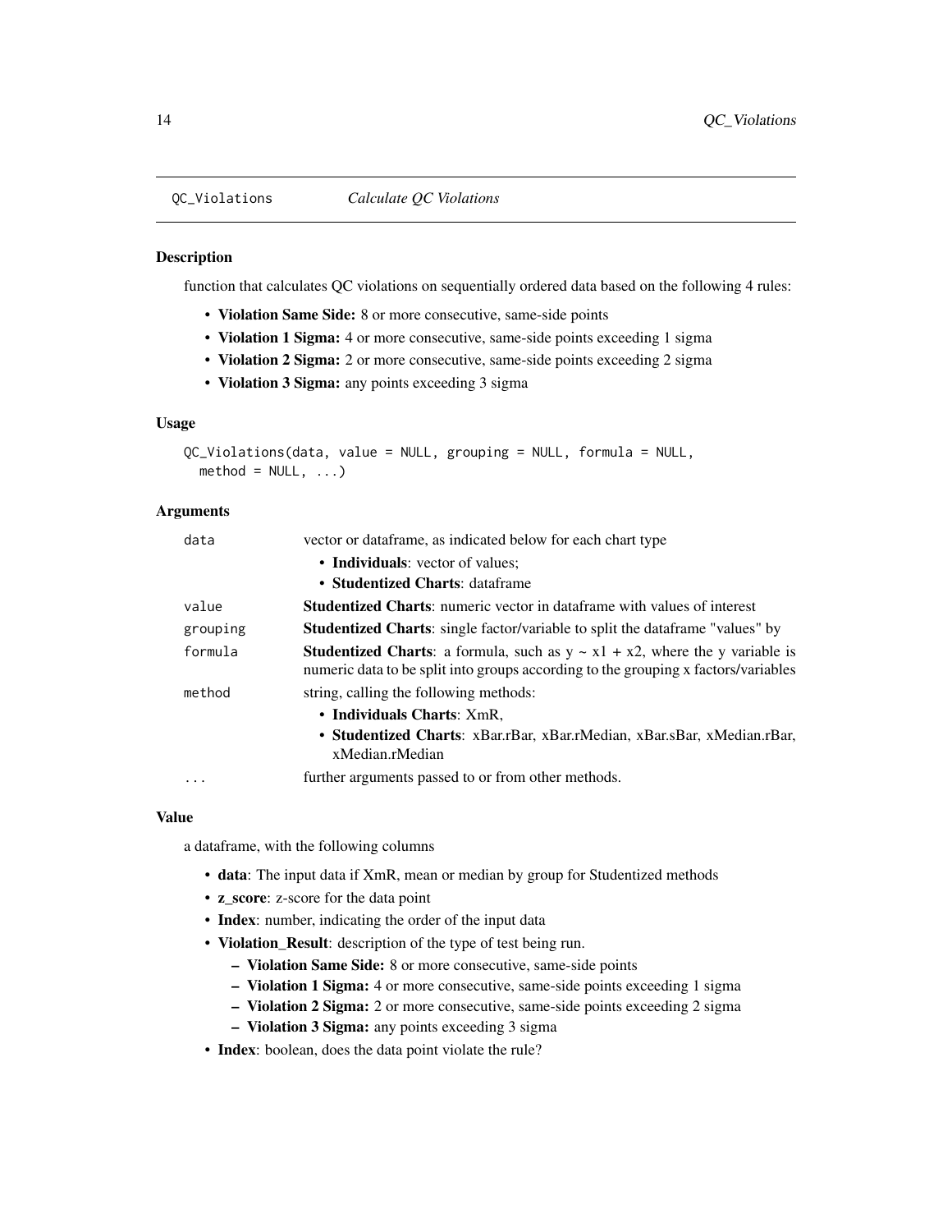## QC_Violations *Calculate QC Violations*

### Description

function that calculates QC violations on sequentially ordered data based on the following 4 rules:

- **Violation Same Side:** 8 or more consecutive, same-side points
- **Violation 1 Sigma:** 4 or more consecutive, same-side points exceeding 1 sigma
- **Violation 2 Sigma:** 2 or more consecutive, same-side points exceeding 2 sigma
- **Violation 3 Sigma:** any points exceeding 3 sigma

### Usage

```
QC_Violations(data, value = NULL, grouping = NULL, formula = NULL,
  method = NULL, ...)
```

### Arguments

| | |
|---|---|
| `data` | vector or dataframe, as indicated below for each chart type<br>• **Individuals**: vector of values;<br>• **Studentized Charts**: dataframe |
| `value` | **Studentized Charts**: numeric vector in dataframe with values of interest |
| `grouping` | **Studentized Charts**: single factor/variable to split the dataframe "values" by |
| `formula` | **Studentized Charts**: a formula, such as y ~ x1 + x2, where the y variable is numeric data to be split into groups according to the grouping x factors/variables |
| `method` | string, calling the following methods:<br>• **Individuals Charts**: XmR,<br>• **Studentized Charts**: xBar.rBar, xBar.rMedian, xBar.sBar, xMedian.rBar, xMedian.rMedian |
| `...` | further arguments passed to or from other methods. |

### Value

a dataframe, with the following columns

- **data**: The input data if XmR, mean or median by group for Studentized methods
- **z_score**: z-score for the data point
- **Index**: number, indicating the order of the input data
- **Violation_Result**: description of the type of test being run.
  - **Violation Same Side:** 8 or more consecutive, same-side points
  - **Violation 1 Sigma:** 4 or more consecutive, same-side points exceeding 1 sigma
  - **Violation 2 Sigma:** 2 or more consecutive, same-side points exceeding 2 sigma
  - **Violation 3 Sigma:** any points exceeding 3 sigma
- **Index**: boolean, does the data point violate the rule?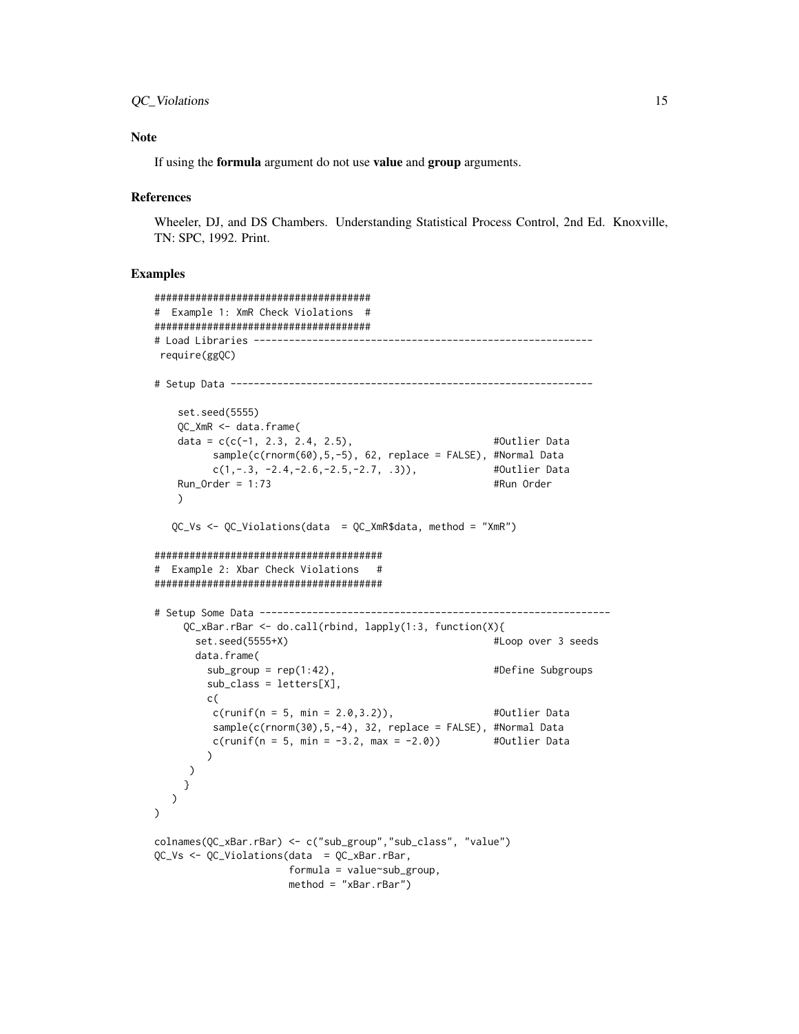### Note

If using the **formula** argument do not use **value** and **group** arguments.

### References

Wheeler, DJ, and DS Chambers. Understanding Statistical Process Control, 2nd Ed. Knoxville, TN: SPC, 1992. Print.

### Examples

```
#####################################
#  Example 1: XmR Check Violations  #
#####################################
# Load Libraries ----------------------------------------------------------
 require(ggQC)

# Setup Data --------------------------------------------------------------

    set.seed(5555)
    QC_XmR <- data.frame(
    data = c(c(-1, 2.3, 2.4, 2.5),                        #Outlier Data
          sample(c(rnorm(60),5,-5), 62, replace = FALSE), #Normal Data
          c(1,-.3, -2.4,-2.6,-2.5,-2.7, .3)),             #Outlier Data
    Run_Order = 1:73                                      #Run Order
    )

   QC_Vs <- QC_Violations(data  = QC_XmR$data, method = "XmR")

#######################################
#  Example 2: Xbar Check Violations   #
#######################################

# Setup Some Data ------------------------------------------------------------
     QC_xBar.rBar <- do.call(rbind, lapply(1:3, function(X){
       set.seed(5555+X)                                   #Loop over 3 seeds
       data.frame(
         sub_group = rep(1:42),                           #Define Subgroups
         sub_class = letters[X],
         c(
          c(runif(n = 5, min = 2.0,3.2)),                 #Outlier Data
          sample(c(rnorm(30),5,-4), 32, replace = FALSE), #Normal Data
          c(runif(n = 5, min = -3.2, max = -2.0))         #Outlier Data
         )
      )
     }
   )
)

colnames(QC_xBar.rBar) <- c("sub_group","sub_class", "value")
QC_Vs <- QC_Violations(data  = QC_xBar.rBar,
                       formula = value~sub_group,
                       method = "xBar.rBar")
```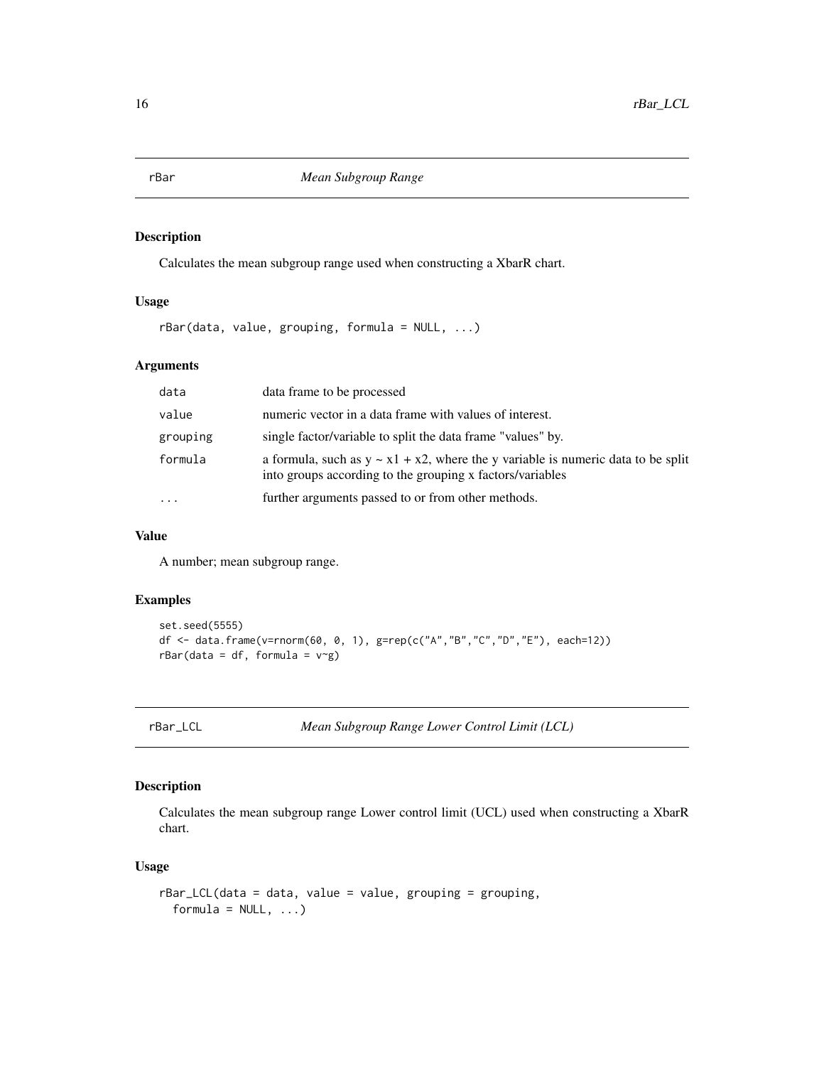## rBar *Mean Subgroup Range*

### Description

Calculates the mean subgroup range used when constructing a XbarR chart.

### Usage

```
rBar(data, value, grouping, formula = NULL, ...)
```

### Arguments

| | |
|---|---|
| data | data frame to be processed |
| value | numeric vector in a data frame with values of interest. |
| grouping | single factor/variable to split the data frame "values" by. |
| formula | a formula, such as y ~ x1 + x2, where the y variable is numeric data to be split into groups according to the grouping x factors/variables |
| ... | further arguments passed to or from other methods. |

### Value

A number; mean subgroup range.

### Examples

```
set.seed(5555)
df <- data.frame(v=rnorm(60, 0, 1), g=rep(c("A","B","C","D","E"), each=12))
rBar(data = df, formula = v~g)
```

## rBar_LCL *Mean Subgroup Range Lower Control Limit (LCL)*

### Description

Calculates the mean subgroup range Lower control limit (UCL) used when constructing a XbarR chart.

### Usage

```
rBar_LCL(data = data, value = value, grouping = grouping,
  formula = NULL, ...)
```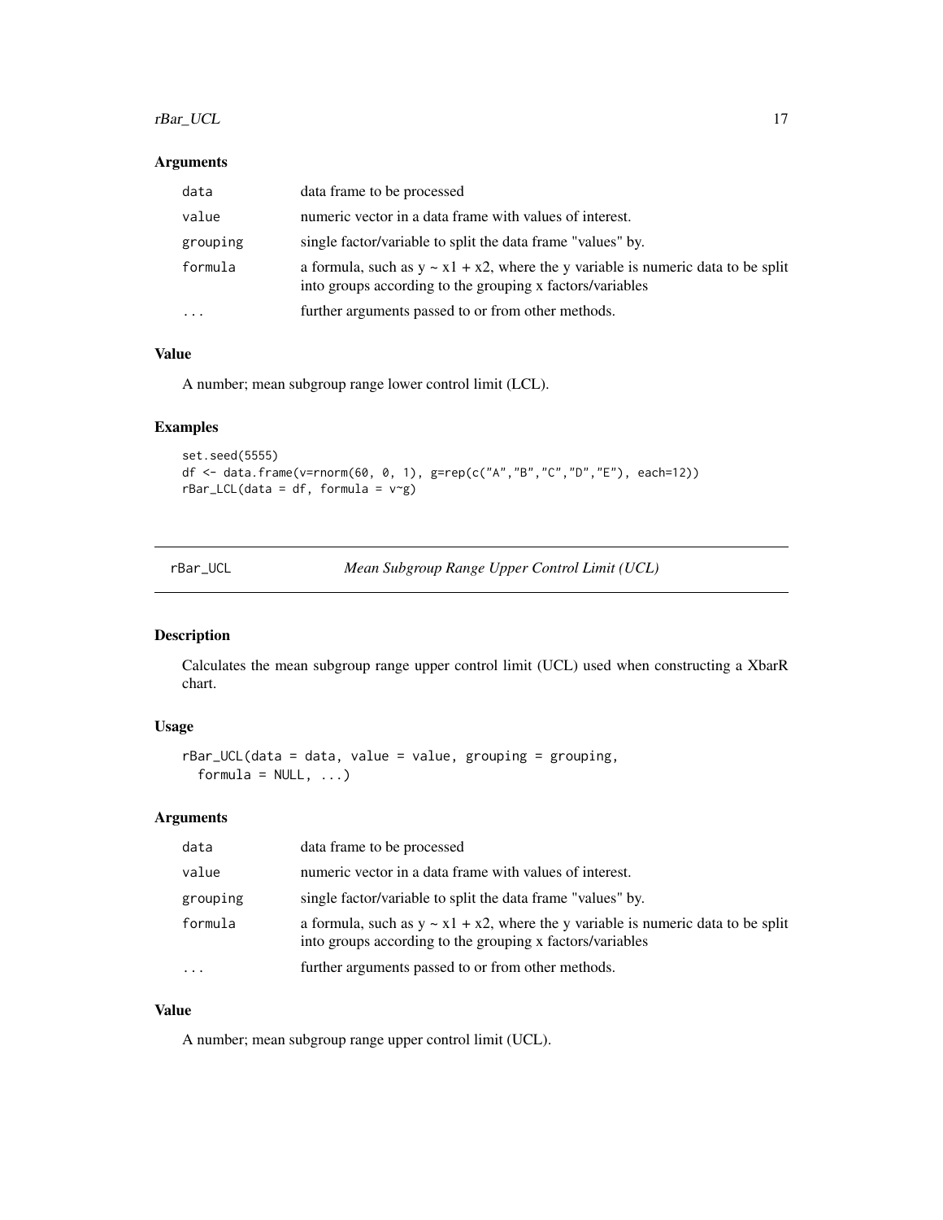### Arguments

| | |
|---|---|
| data | data frame to be processed |
| value | numeric vector in a data frame with values of interest. |
| grouping | single factor/variable to split the data frame "values" by. |
| formula | a formula, such as y ~ x1 + x2, where the y variable is numeric data to be split into groups according to the grouping x factors/variables |
| ... | further arguments passed to or from other methods. |

### Value

A number; mean subgroup range lower control limit (LCL).

### Examples

```
set.seed(5555)
df <- data.frame(v=rnorm(60, 0, 1), g=rep(c("A","B","C","D","E"), each=12))
rBar_LCL(data = df, formula = v~g)
```

---

## rBar_UCL — *Mean Subgroup Range Upper Control Limit (UCL)*

### Description

Calculates the mean subgroup range upper control limit (UCL) used when constructing a XbarR chart.

### Usage

```
rBar_UCL(data = data, value = value, grouping = grouping,
  formula = NULL, ...)
```

### Arguments

| | |
|---|---|
| data | data frame to be processed |
| value | numeric vector in a data frame with values of interest. |
| grouping | single factor/variable to split the data frame "values" by. |
| formula | a formula, such as y ~ x1 + x2, where the y variable is numeric data to be split into groups according to the grouping x factors/variables |
| ... | further arguments passed to or from other methods. |

### Value

A number; mean subgroup range upper control limit (UCL).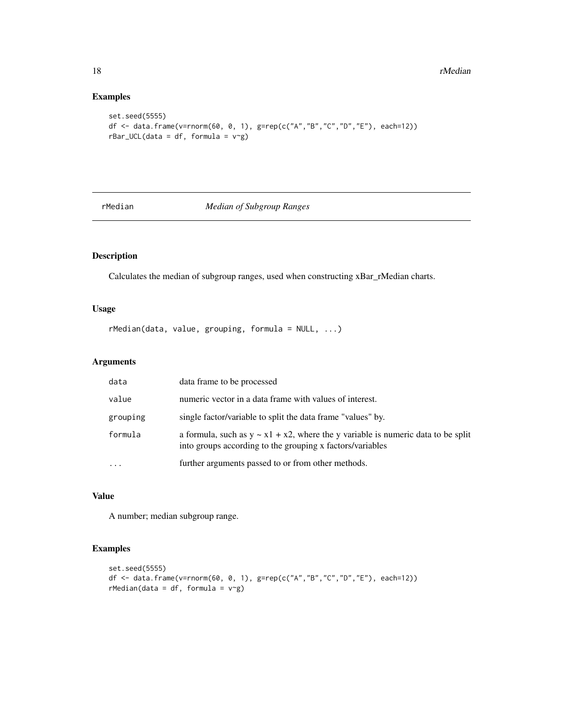## Examples

```
set.seed(5555)
df <- data.frame(v=rnorm(60, 0, 1), g=rep(c("A","B","C","D","E"), each=12))
rBar_UCL(data = df, formula = v~g)
```

---

# rMedian *Median of Subgroup Ranges*

---

## Description

Calculates the median of subgroup ranges, used when constructing xBar_rMedian charts.

## Usage

```
rMedian(data, value, grouping, formula = NULL, ...)
```

## Arguments

| | |
|---|---|
| data | data frame to be processed |
| value | numeric vector in a data frame with values of interest. |
| grouping | single factor/variable to split the data frame "values" by. |
| formula | a formula, such as y ~ x1 + x2, where the y variable is numeric data to be split into groups according to the grouping x factors/variables |
| ... | further arguments passed to or from other methods. |

## Value

A number; median subgroup range.

## Examples

```
set.seed(5555)
df <- data.frame(v=rnorm(60, 0, 1), g=rep(c("A","B","C","D","E"), each=12))
rMedian(data = df, formula = v~g)
```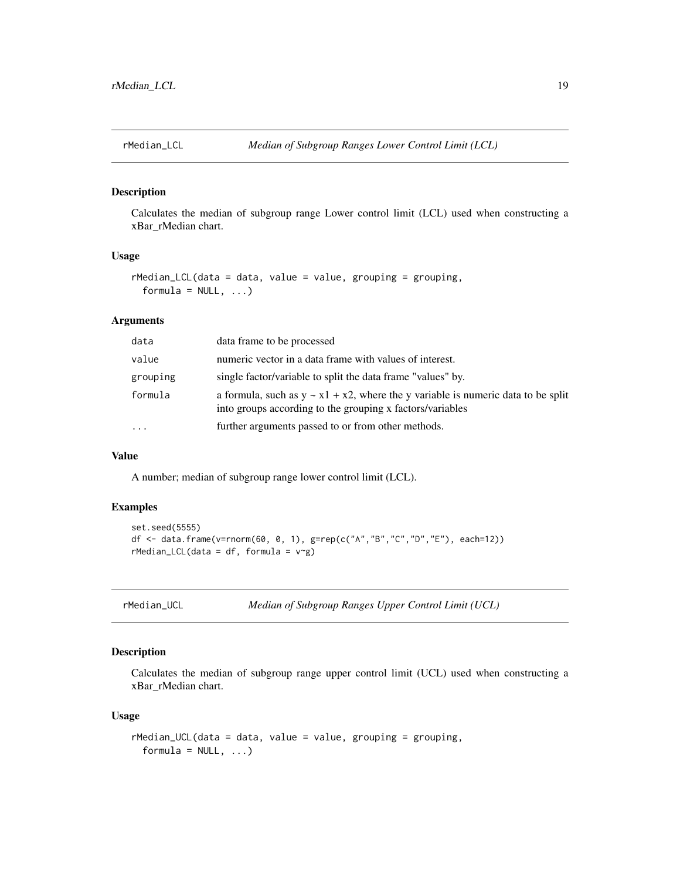## rMedian_LCL *Median of Subgroup Ranges Lower Control Limit (LCL)*

### Description

Calculates the median of subgroup range Lower control limit (LCL) used when constructing a xBar_rMedian chart.

### Usage

```
rMedian_LCL(data = data, value = value, grouping = grouping,
  formula = NULL, ...)
```

### Arguments

| | |
|---|---|
| data | data frame to be processed |
| value | numeric vector in a data frame with values of interest. |
| grouping | single factor/variable to split the data frame "values" by. |
| formula | a formula, such as y ~ x1 + x2, where the y variable is numeric data to be split into groups according to the grouping x factors/variables |
| ... | further arguments passed to or from other methods. |

### Value

A number; median of subgroup range lower control limit (LCL).

### Examples

```
set.seed(5555)
df <- data.frame(v=rnorm(60, 0, 1), g=rep(c("A","B","C","D","E"), each=12))
rMedian_LCL(data = df, formula = v~g)
```

## rMedian_UCL *Median of Subgroup Ranges Upper Control Limit (UCL)*

### Description

Calculates the median of subgroup range upper control limit (UCL) used when constructing a xBar_rMedian chart.

### Usage

```
rMedian_UCL(data = data, value = value, grouping = grouping,
  formula = NULL, ...)
```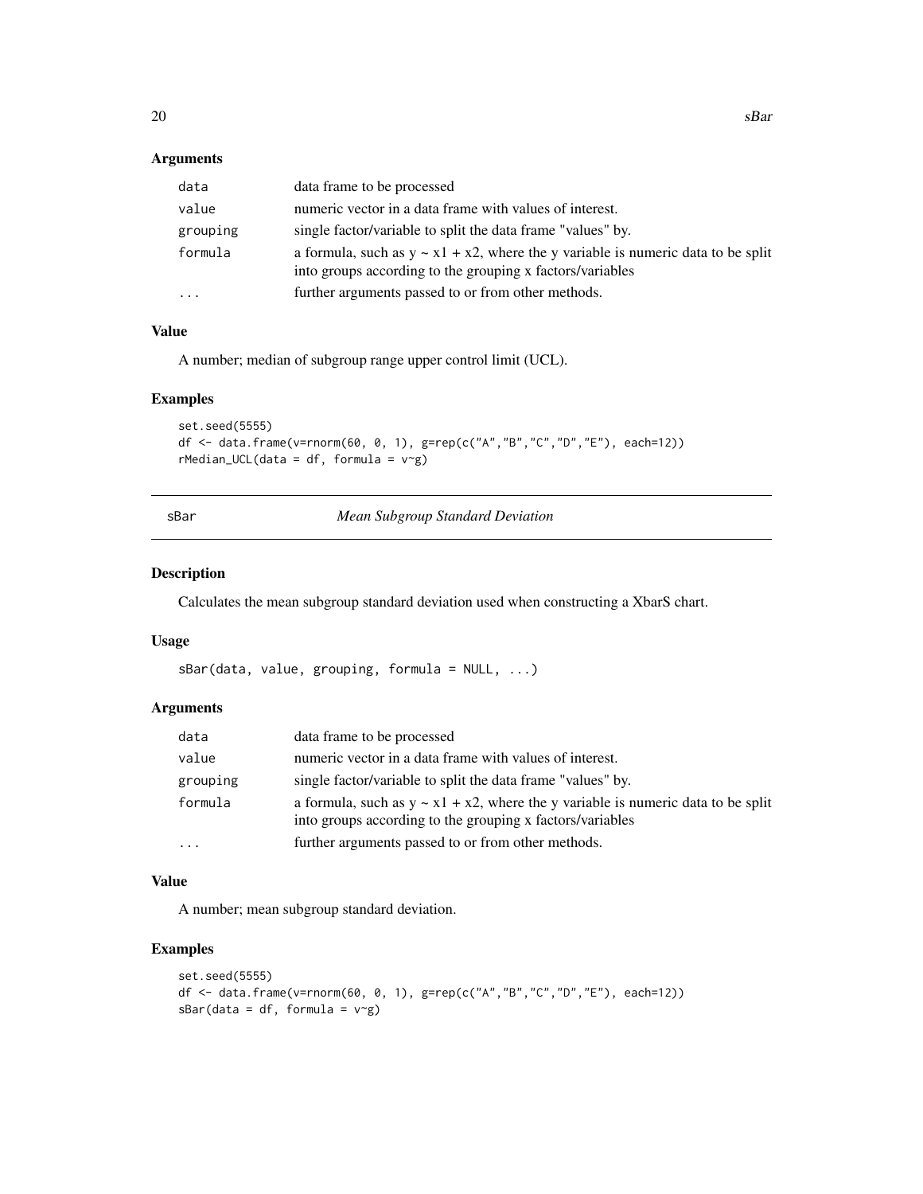### Arguments

| | |
|---|---|
| data | data frame to be processed |
| value | numeric vector in a data frame with values of interest. |
| grouping | single factor/variable to split the data frame "values" by. |
| formula | a formula, such as y ~ x1 + x2, where the y variable is numeric data to be split into groups according to the grouping x factors/variables |
| ... | further arguments passed to or from other methods. |

### Value

A number; median of subgroup range upper control limit (UCL).

### Examples

```
set.seed(5555)
df <- data.frame(v=rnorm(60, 0, 1), g=rep(c("A","B","C","D","E"), each=12))
rMedian_UCL(data = df, formula = v~g)
```

---

## sBar — *Mean Subgroup Standard Deviation*

### Description

Calculates the mean subgroup standard deviation used when constructing a XbarS chart.

### Usage

```
sBar(data, value, grouping, formula = NULL, ...)
```

### Arguments

| | |
|---|---|
| data | data frame to be processed |
| value | numeric vector in a data frame with values of interest. |
| grouping | single factor/variable to split the data frame "values" by. |
| formula | a formula, such as y ~ x1 + x2, where the y variable is numeric data to be split into groups according to the grouping x factors/variables |
| ... | further arguments passed to or from other methods. |

### Value

A number; mean subgroup standard deviation.

### Examples

```
set.seed(5555)
df <- data.frame(v=rnorm(60, 0, 1), g=rep(c("A","B","C","D","E"), each=12))
sBar(data = df, formula = v~g)
```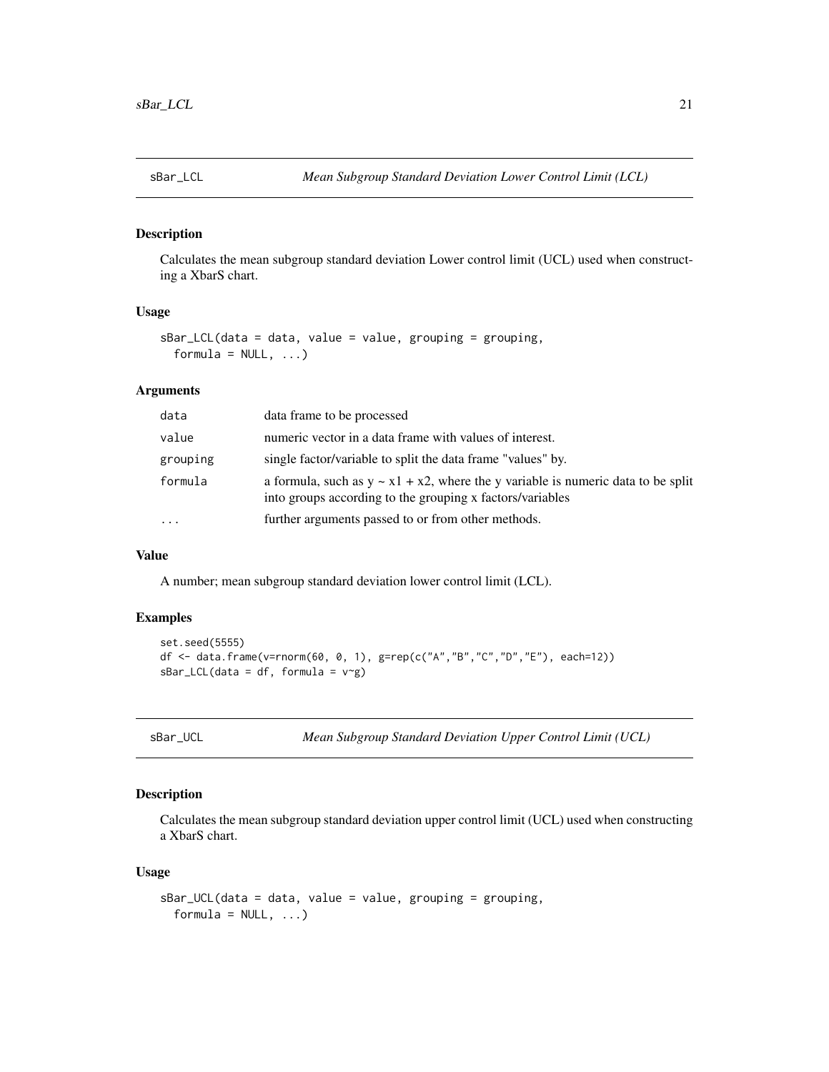## sBar_LCL — *Mean Subgroup Standard Deviation Lower Control Limit (LCL)*

### Description

Calculates the mean subgroup standard deviation Lower control limit (UCL) used when constructing a XbarS chart.

### Usage

```
sBar_LCL(data = data, value = value, grouping = grouping,
  formula = NULL, ...)
```

### Arguments

| | |
|---|---|
| data | data frame to be processed |
| value | numeric vector in a data frame with values of interest. |
| grouping | single factor/variable to split the data frame "values" by. |
| formula | a formula, such as y ~ x1 + x2, where the y variable is numeric data to be split into groups according to the grouping x factors/variables |
| ... | further arguments passed to or from other methods. |

### Value

A number; mean subgroup standard deviation lower control limit (LCL).

### Examples

```
set.seed(5555)
df <- data.frame(v=rnorm(60, 0, 1), g=rep(c("A","B","C","D","E"), each=12))
sBar_LCL(data = df, formula = v~g)
```

## sBar_UCL — *Mean Subgroup Standard Deviation Upper Control Limit (UCL)*

### Description

Calculates the mean subgroup standard deviation upper control limit (UCL) used when constructing a XbarS chart.

### Usage

```
sBar_UCL(data = data, value = value, grouping = grouping,
  formula = NULL, ...)
```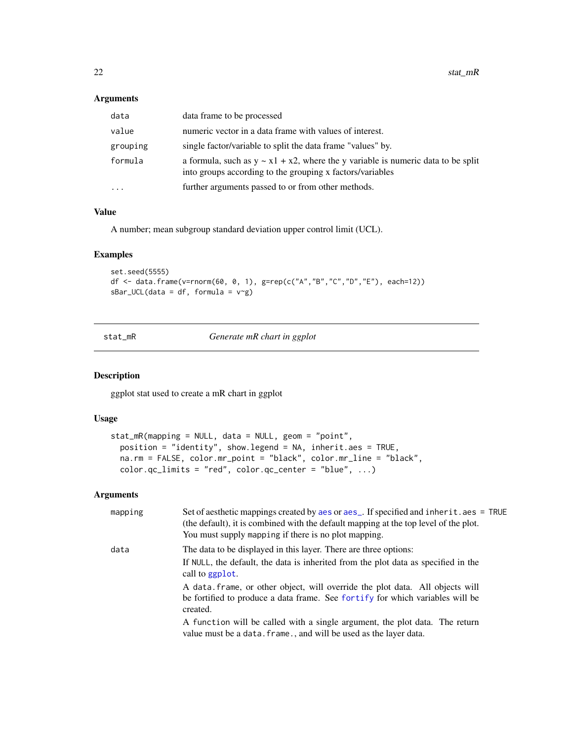## Arguments

| | |
|---|---|
| data | data frame to be processed |
| value | numeric vector in a data frame with values of interest. |
| grouping | single factor/variable to split the data frame "values" by. |
| formula | a formula, such as y ~ x1 + x2, where the y variable is numeric data to be split into groups according to the grouping x factors/variables |
| ... | further arguments passed to or from other methods. |

## Value

A number; mean subgroup standard deviation upper control limit (UCL).

## Examples

```
set.seed(5555)
df <- data.frame(v=rnorm(60, 0, 1), g=rep(c("A","B","C","D","E"), each=12))
sBar_UCL(data = df, formula = v~g)
```

---

# stat_mR *Generate mR chart in ggplot*

## Description

ggplot stat used to create a mR chart in ggplot

## Usage

```
stat_mR(mapping = NULL, data = NULL, geom = "point",
  position = "identity", show.legend = NA, inherit.aes = TRUE,
  na.rm = FALSE, color.mr_point = "black", color.mr_line = "black",
  color.qc_limits = "red", color.qc_center = "blue", ...)
```

## Arguments

| | |
|---|---|
| mapping | Set of aesthetic mappings created by aes or aes_. If specified and inherit.aes = TRUE (the default), it is combined with the default mapping at the top level of the plot. You must supply mapping if there is no plot mapping. |
| data | The data to be displayed in this layer. There are three options: <br> If NULL, the default, the data is inherited from the plot data as specified in the call to ggplot. <br> A data.frame, or other object, will override the plot data. All objects will be fortified to produce a data frame. See fortify for which variables will be created. <br> A function will be called with a single argument, the plot data. The return value must be a data.frame., and will be used as the layer data. |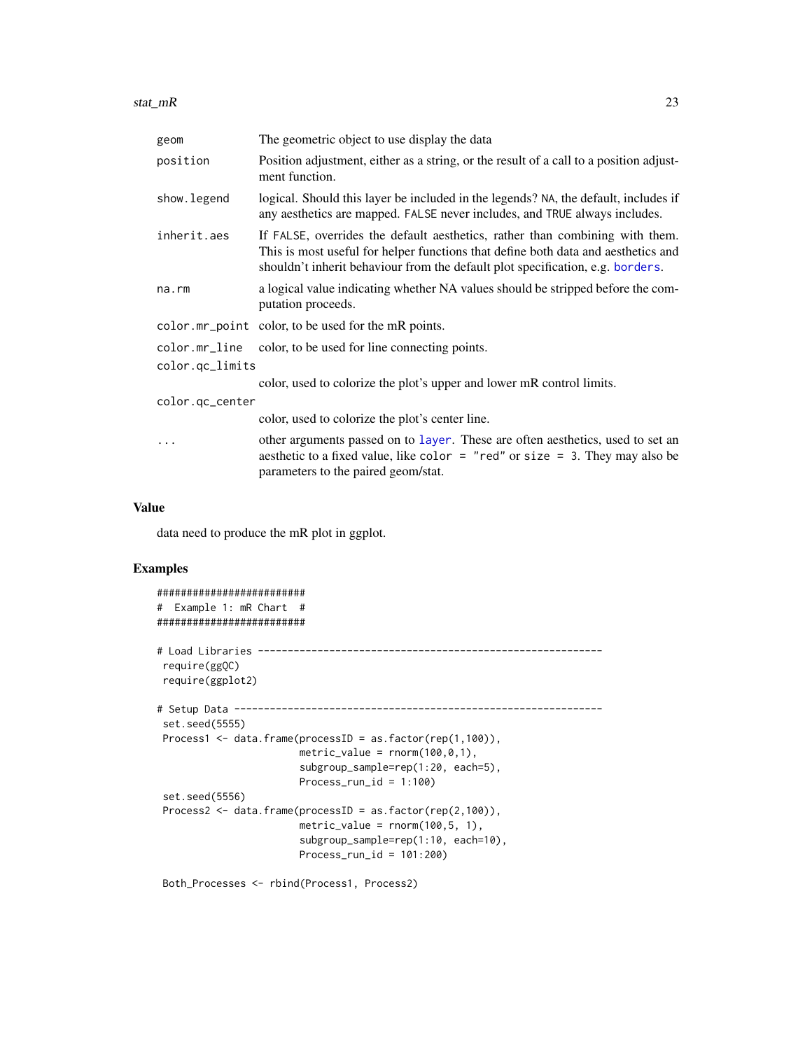| | |
|---|---|
| geom | The geometric object to use display the data |
| position | Position adjustment, either as a string, or the result of a call to a position adjustment function. |
| show.legend | logical. Should this layer be included in the legends? NA, the default, includes if any aesthetics are mapped. FALSE never includes, and TRUE always includes. |
| inherit.aes | If FALSE, overrides the default aesthetics, rather than combining with them. This is most useful for helper functions that define both data and aesthetics and shouldn't inherit behaviour from the default plot specification, e.g. borders. |
| na.rm | a logical value indicating whether NA values should be stripped before the computation proceeds. |
| color.mr_point | color, to be used for the mR points. |
| color.mr_line | color, to be used for line connecting points. |
| color.qc_limits | color, used to colorize the plot's upper and lower mR control limits. |
| color.qc_center | color, used to colorize the plot's center line. |
| ... | other arguments passed on to layer. These are often aesthetics, used to set an aesthetic to a fixed value, like color = "red" or size = 3. They may also be parameters to the paired geom/stat. |

## Value

data need to produce the mR plot in ggplot.

## Examples

```
#########################
#  Example 1: mR Chart  #
#########################

# Load Libraries ----------------------------------------------------------
 require(ggQC)
 require(ggplot2)

# Setup Data --------------------------------------------------------------
 set.seed(5555)
 Process1 <- data.frame(processID = as.factor(rep(1,100)),
                        metric_value = rnorm(100,0,1),
                        subgroup_sample=rep(1:20, each=5),
                        Process_run_id = 1:100)
 set.seed(5556)
 Process2 <- data.frame(processID = as.factor(rep(2,100)),
                        metric_value = rnorm(100,5, 1),
                        subgroup_sample=rep(1:10, each=10),
                        Process_run_id = 101:200)

 Both_Processes <- rbind(Process1, Process2)
```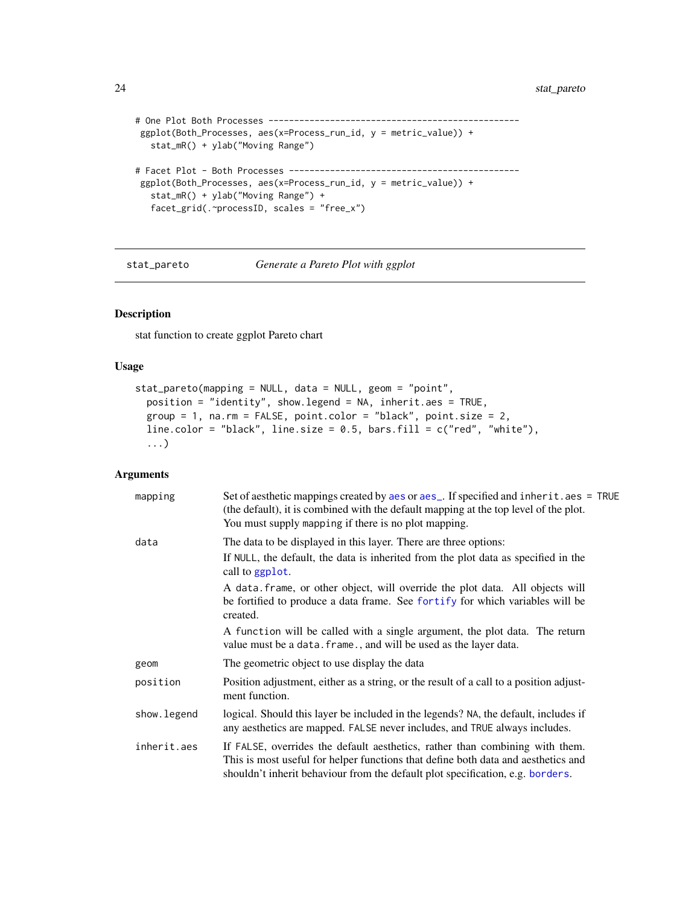```
# One Plot Both Processes -----------------------------------------------
 ggplot(Both_Processes, aes(x=Process_run_id, y = metric_value)) +
   stat_mR() + ylab("Moving Range")

# Facet Plot - Both Processes -------------------------------------------
 ggplot(Both_Processes, aes(x=Process_run_id, y = metric_value)) +
   stat_mR() + ylab("Moving Range") +
   facet_grid(.~processID, scales = "free_x")
```

---

## stat_pareto — *Generate a Pareto Plot with ggplot*

### Description

stat function to create ggplot Pareto chart

### Usage

```
stat_pareto(mapping = NULL, data = NULL, geom = "point",
  position = "identity", show.legend = NA, inherit.aes = TRUE,
  group = 1, na.rm = FALSE, point.color = "black", point.size = 2,
  line.color = "black", line.size = 0.5, bars.fill = c("red", "white"),
  ...)
```

### Arguments

| | |
|---|---|
| mapping | Set of aesthetic mappings created by aes or aes_. If specified and inherit.aes = TRUE (the default), it is combined with the default mapping at the top level of the plot. You must supply mapping if there is no plot mapping. |
| data | The data to be displayed in this layer. There are three options: If NULL, the default, the data is inherited from the plot data as specified in the call to ggplot. A data.frame, or other object, will override the plot data. All objects will be fortified to produce a data frame. See fortify for which variables will be created. A function will be called with a single argument, the plot data. The return value must be a data.frame., and will be used as the layer data. |
| geom | The geometric object to use display the data |
| position | Position adjustment, either as a string, or the result of a call to a position adjustment function. |
| show.legend | logical. Should this layer be included in the legends? NA, the default, includes if any aesthetics are mapped. FALSE never includes, and TRUE always includes. |
| inherit.aes | If FALSE, overrides the default aesthetics, rather than combining with them. This is most useful for helper functions that define both data and aesthetics and shouldn't inherit behaviour from the default plot specification, e.g. borders. |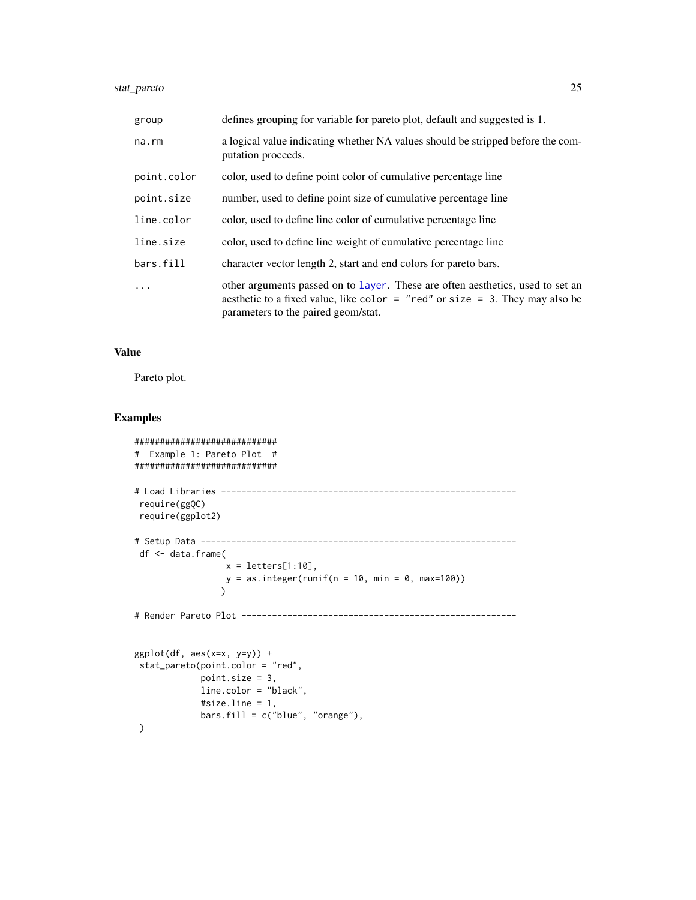| | |
|---|---|
| `group` | defines grouping for variable for pareto plot, default and suggested is 1. |
| `na.rm` | a logical value indicating whether NA values should be stripped before the computation proceeds. |
| `point.color` | color, used to define point color of cumulative percentage line |
| `point.size` | number, used to define point size of cumulative percentage line |
| `line.color` | color, used to define line color of cumulative percentage line |
| `line.size` | color, used to define line weight of cumulative percentage line |
| `bars.fill` | character vector length 2, start and end colors for pareto bars. |
| `...` | other arguments passed on to layer. These are often aesthetics, used to set an aesthetic to a fixed value, like `color = "red"` or `size = 3`. They may also be parameters to the paired geom/stat. |

## Value

Pareto plot.

## Examples

```
#############################
#  Example 1: Pareto Plot  #
#############################

# Load Libraries ----------------------------------------------------------
 require(ggQC)
 require(ggplot2)

# Setup Data --------------------------------------------------------------
 df <- data.frame(
                  x = letters[1:10],
                  y = as.integer(runif(n = 10, min = 0, max=100))
                 )

# Render Pareto Plot ------------------------------------------------------


ggplot(df, aes(x=x, y=y)) +
 stat_pareto(point.color = "red",
             point.size = 3,
             line.color = "black",
             #size.line = 1,
             bars.fill = c("blue", "orange"),
 )
```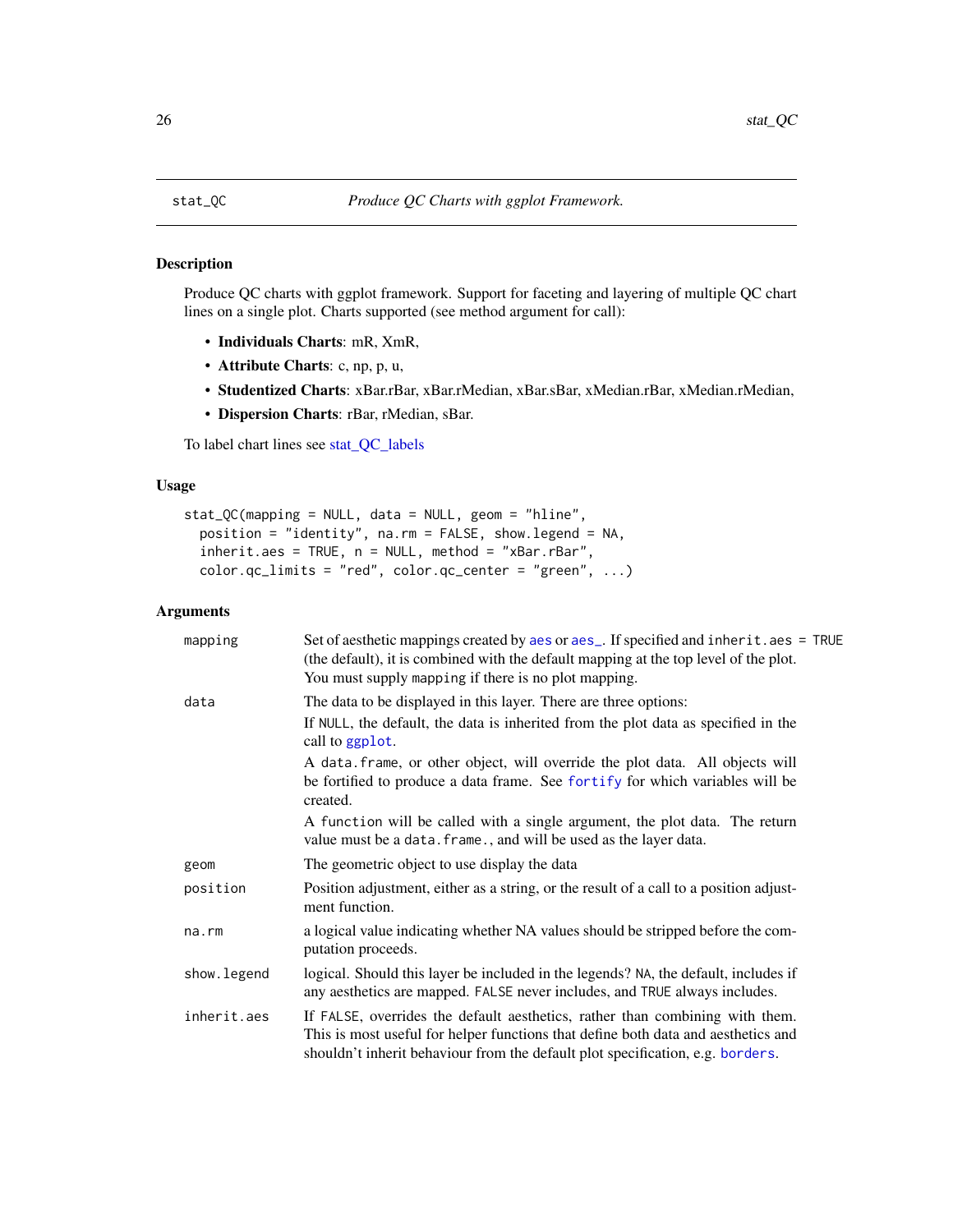stat_QC — *Produce QC Charts with ggplot Framework.*

## Description

Produce QC charts with ggplot framework. Support for faceting and layering of multiple QC chart lines on a single plot. Charts supported (see method argument for call):

- **Individuals Charts**: mR, XmR,
- **Attribute Charts**: c, np, p, u,
- **Studentized Charts**: xBar.rBar, xBar.rMedian, xBar.sBar, xMedian.rBar, xMedian.rMedian,
- **Dispersion Charts**: rBar, rMedian, sBar.

To label chart lines see stat_QC_labels

## Usage

```
stat_QC(mapping = NULL, data = NULL, geom = "hline",
  position = "identity", na.rm = FALSE, show.legend = NA,
  inherit.aes = TRUE, n = NULL, method = "xBar.rBar",
  color.qc_limits = "red", color.qc_center = "green", ...)
```

## Arguments

| Argument | Description |
|---|---|
| `mapping` | Set of aesthetic mappings created by `aes` or `aes_`. If specified and `inherit.aes = TRUE` (the default), it is combined with the default mapping at the top level of the plot. You must supply `mapping` if there is no plot mapping. |
| `data` | The data to be displayed in this layer. There are three options:<br>If `NULL`, the default, the data is inherited from the plot data as specified in the call to `ggplot`.<br>A `data.frame`, or other object, will override the plot data. All objects will be fortified to produce a data frame. See `fortify` for which variables will be created.<br>A `function` will be called with a single argument, the plot data. The return value must be a `data.frame.`, and will be used as the layer data. |
| `geom` | The geometric object to use display the data |
| `position` | Position adjustment, either as a string, or the result of a call to a position adjustment function. |
| `na.rm` | a logical value indicating whether NA values should be stripped before the computation proceeds. |
| `show.legend` | logical. Should this layer be included in the legends? `NA`, the default, includes if any aesthetics are mapped. `FALSE` never includes, and `TRUE` always includes. |
| `inherit.aes` | If `FALSE`, overrides the default aesthetics, rather than combining with them. This is most useful for helper functions that define both data and aesthetics and shouldn't inherit behaviour from the default plot specification, e.g. `borders`. |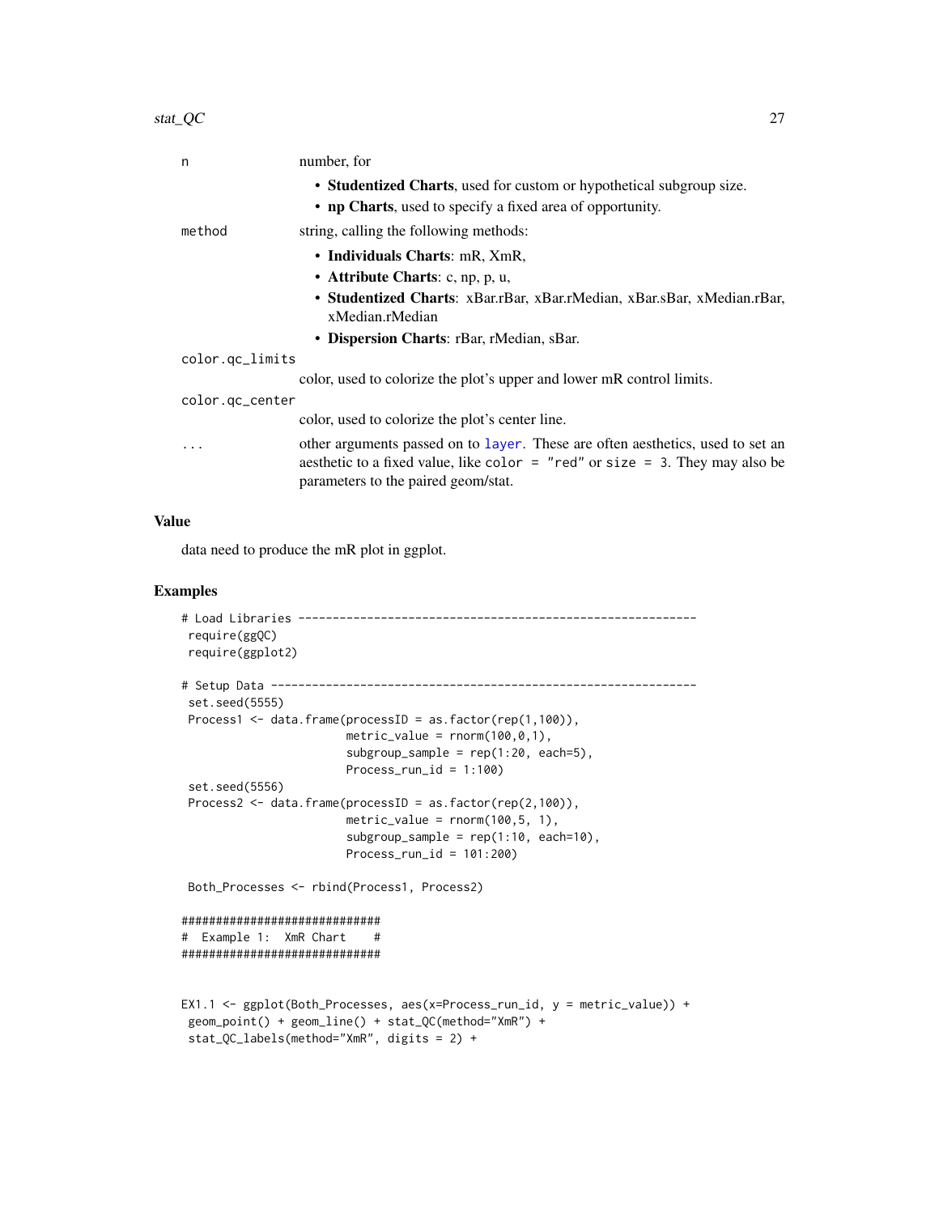n
: number, for

- **Studentized Charts**, used for custom or hypothetical subgroup size.
- **np Charts**, used to specify a fixed area of opportunity.

method
: string, calling the following methods:

- **Individuals Charts**: mR, XmR,
- **Attribute Charts**: c, np, p, u,
- **Studentized Charts**: xBar.rBar, xBar.rMedian, xBar.sBar, xMedian.rBar, xMedian.rMedian
- **Dispersion Charts**: rBar, rMedian, sBar.

color.qc_limits
: color, used to colorize the plot's upper and lower mR control limits.

color.qc_center
: color, used to colorize the plot's center line.

...
: other arguments passed on to layer. These are often aesthetics, used to set an aesthetic to a fixed value, like `color = "red"` or `size = 3`. They may also be parameters to the paired geom/stat.

## Value

data need to produce the mR plot in ggplot.

## Examples

```
# Load Libraries ----------------------------------------------------------
 require(ggQC)
 require(ggplot2)

# Setup Data --------------------------------------------------------------
 set.seed(5555)
 Process1 <- data.frame(processID = as.factor(rep(1,100)),
                       metric_value = rnorm(100,0,1),
                       subgroup_sample = rep(1:20, each=5),
                       Process_run_id = 1:100)
 set.seed(5556)
 Process2 <- data.frame(processID = as.factor(rep(2,100)),
                       metric_value = rnorm(100,5, 1),
                       subgroup_sample = rep(1:10, each=10),
                       Process_run_id = 101:200)

 Both_Processes <- rbind(Process1, Process2)

#############################
#  Example 1:  XmR Chart    #
#############################


EX1.1 <- ggplot(Both_Processes, aes(x=Process_run_id, y = metric_value)) +
 geom_point() + geom_line() + stat_QC(method="XmR") +
 stat_QC_labels(method="XmR", digits = 2) +
```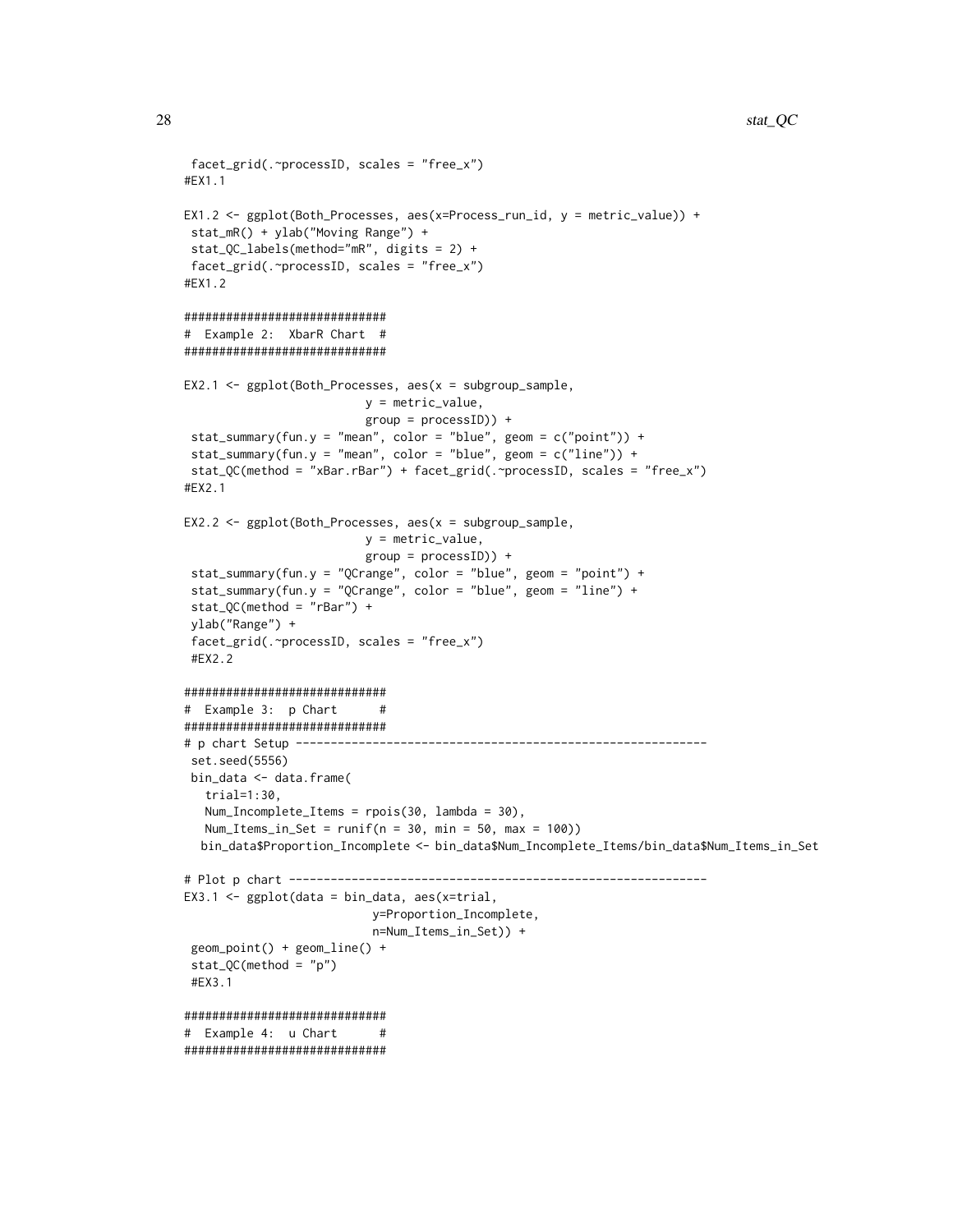```
 facet_grid(.~processID, scales = "free_x")
#EX1.1

EX1.2 <- ggplot(Both_Processes, aes(x=Process_run_id, y = metric_value)) +
 stat_mR() + ylab("Moving Range") +
 stat_QC_labels(method="mR", digits = 2) +
 facet_grid(.~processID, scales = "free_x")
#EX1.2

#############################
#  Example 2:  XbarR Chart  #
#############################

EX2.1 <- ggplot(Both_Processes, aes(x = subgroup_sample,
                          y = metric_value,
                          group = processID)) +
 stat_summary(fun.y = "mean", color = "blue", geom = c("point")) +
 stat_summary(fun.y = "mean", color = "blue", geom = c("line")) +
 stat_QC(method = "xBar.rBar") + facet_grid(.~processID, scales = "free_x")
#EX2.1

EX2.2 <- ggplot(Both_Processes, aes(x = subgroup_sample,
                          y = metric_value,
                          group = processID)) +
 stat_summary(fun.y = "QCrange", color = "blue", geom = "point") +
 stat_summary(fun.y = "QCrange", color = "blue", geom = "line") +
 stat_QC(method = "rBar") +
 ylab("Range") +
 facet_grid(.~processID, scales = "free_x")
 #EX2.2

#############################
#  Example 3:  p Chart      #
#############################
# p chart Setup -----------------------------------------------------------
 set.seed(5556)
 bin_data <- data.frame(
   trial=1:30,
   Num_Incomplete_Items = rpois(30, lambda = 30),
   Num_Items_in_Set = runif(n = 30, min = 50, max = 100))
  bin_data$Proportion_Incomplete <- bin_data$Num_Incomplete_Items/bin_data$Num_Items_in_Set

# Plot p chart ------------------------------------------------------------
EX3.1 <- ggplot(data = bin_data, aes(x=trial,
                           y=Proportion_Incomplete,
                           n=Num_Items_in_Set)) +
 geom_point() + geom_line() +
 stat_QC(method = "p")
 #EX3.1

#############################
#  Example 4:  u Chart      #
#############################
```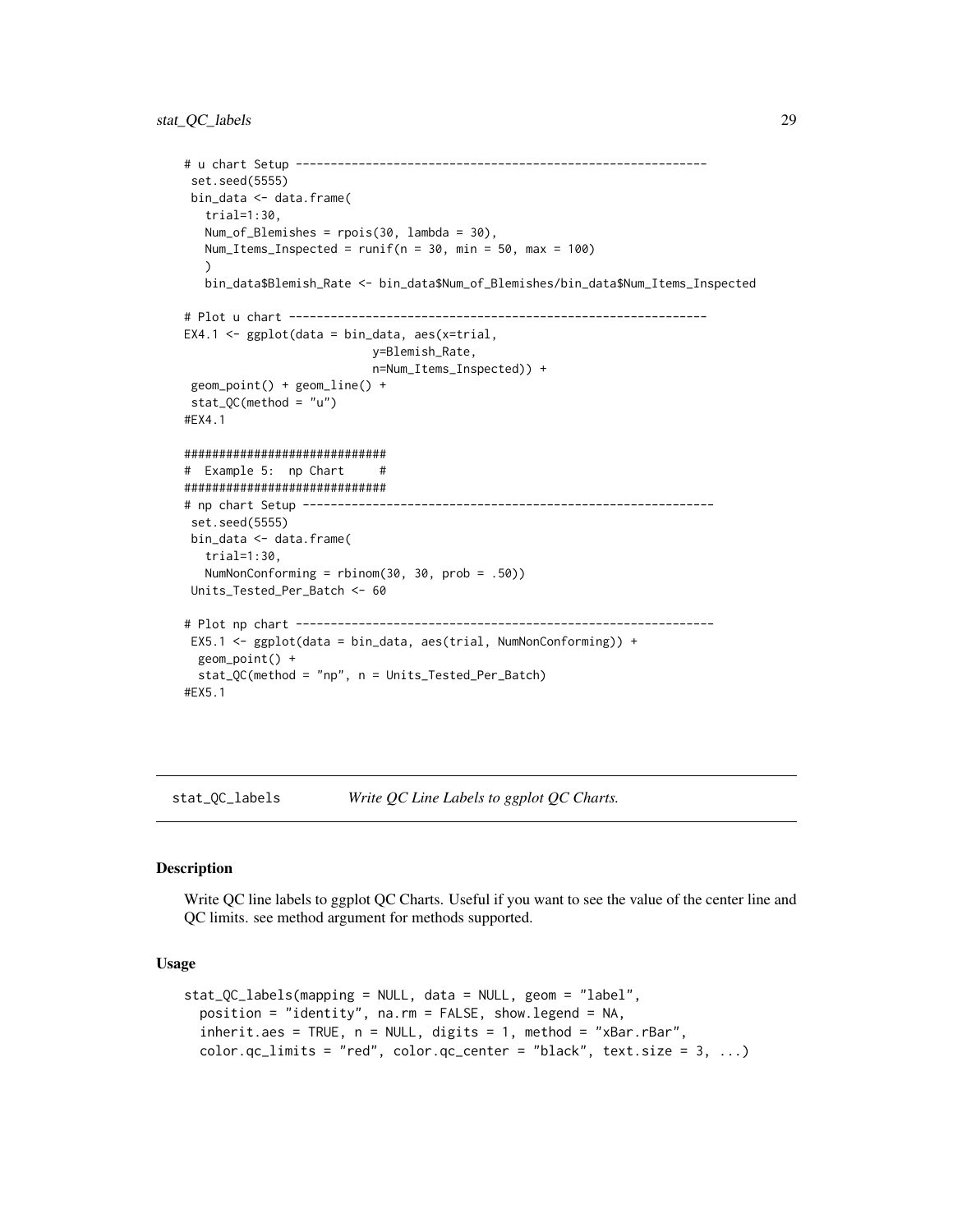```
# u chart Setup ----------------------------------------------------------
 set.seed(5555)
 bin_data <- data.frame(
   trial=1:30,
   Num_of_Blemishes = rpois(30, lambda = 30),
   Num_Items_Inspected = runif(n = 30, min = 50, max = 100)
   )
   bin_data$Blemish_Rate <- bin_data$Num_of_Blemishes/bin_data$Num_Items_Inspected

# Plot u chart -----------------------------------------------------------
EX4.1 <- ggplot(data = bin_data, aes(x=trial,
                          y=Blemish_Rate,
                          n=Num_Items_Inspected)) +
 geom_point() + geom_line() +
 stat_QC(method = "u")
#EX4.1

#############################
#  Example 5:  np Chart     #
#############################
# np chart Setup ----------------------------------------------------------
 set.seed(5555)
 bin_data <- data.frame(
   trial=1:30,
   NumNonConforming = rbinom(30, 30, prob = .50))
 Units_Tested_Per_Batch <- 60

# Plot np chart -----------------------------------------------------------
 EX5.1 <- ggplot(data = bin_data, aes(trial, NumNonConforming)) +
  geom_point() +
  stat_QC(method = "np", n = Units_Tested_Per_Batch)
#EX5.1
```

---

## stat_QC_labels — *Write QC Line Labels to ggplot QC Charts.*

---

### Description

Write QC line labels to ggplot QC Charts. Useful if you want to see the value of the center line and QC limits. see method argument for methods supported.

### Usage

```
stat_QC_labels(mapping = NULL, data = NULL, geom = "label",
  position = "identity", na.rm = FALSE, show.legend = NA,
  inherit.aes = TRUE, n = NULL, digits = 1, method = "xBar.rBar",
  color.qc_limits = "red", color.qc_center = "black", text.size = 3, ...)
```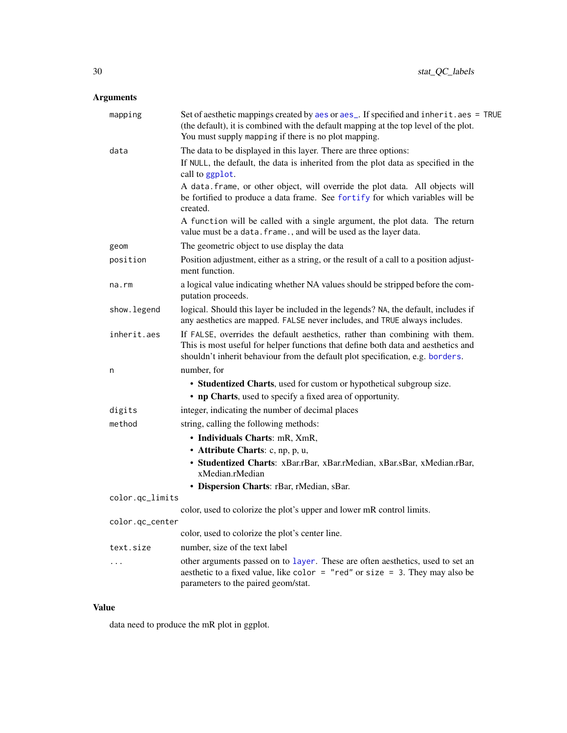## Arguments

| | |
|---|---|
| `mapping` | Set of aesthetic mappings created by `aes` or `aes_`. If specified and `inherit.aes = TRUE` (the default), it is combined with the default mapping at the top level of the plot. You must supply `mapping` if there is no plot mapping. |
| `data` | The data to be displayed in this layer. There are three options:<br>If `NULL`, the default, the data is inherited from the plot data as specified in the call to `ggplot`.<br>A `data.frame`, or other object, will override the plot data. All objects will be fortified to produce a data frame. See `fortify` for which variables will be created.<br>A `function` will be called with a single argument, the plot data. The return value must be a `data.frame.`, and will be used as the layer data. |
| `geom` | The geometric object to use display the data |
| `position` | Position adjustment, either as a string, or the result of a call to a position adjustment function. |
| `na.rm` | a logical value indicating whether NA values should be stripped before the computation proceeds. |
| `show.legend` | logical. Should this layer be included in the legends? `NA`, the default, includes if any aesthetics are mapped. `FALSE` never includes, and `TRUE` always includes. |
| `inherit.aes` | If `FALSE`, overrides the default aesthetics, rather than combining with them. This is most useful for helper functions that define both data and aesthetics and shouldn't inherit behaviour from the default plot specification, e.g. `borders`. |
| `n` | number, for<br>• **Studentized Charts**, used for custom or hypothetical subgroup size.<br>• **np Charts**, used to specify a fixed area of opportunity. |
| `digits` | integer, indicating the number of decimal places |
| `method` | string, calling the following methods:<br>• **Individuals Charts**: mR, XmR,<br>• **Attribute Charts**: c, np, p, u,<br>• **Studentized Charts**: xBar.rBar, xBar.rMedian, xBar.sBar, xMedian.rBar, xMedian.rMedian<br>• **Dispersion Charts**: rBar, rMedian, sBar. |
| `color.qc_limits` | color, used to colorize the plot's upper and lower mR control limits. |
| `color.qc_center` | color, used to colorize the plot's center line. |
| `text.size` | number, size of the text label |
| `...` | other arguments passed on to `layer`. These are often aesthetics, used to set an aesthetic to a fixed value, like `color = "red"` or `size = 3`. They may also be parameters to the paired geom/stat. |

## Value

data need to produce the mR plot in ggplot.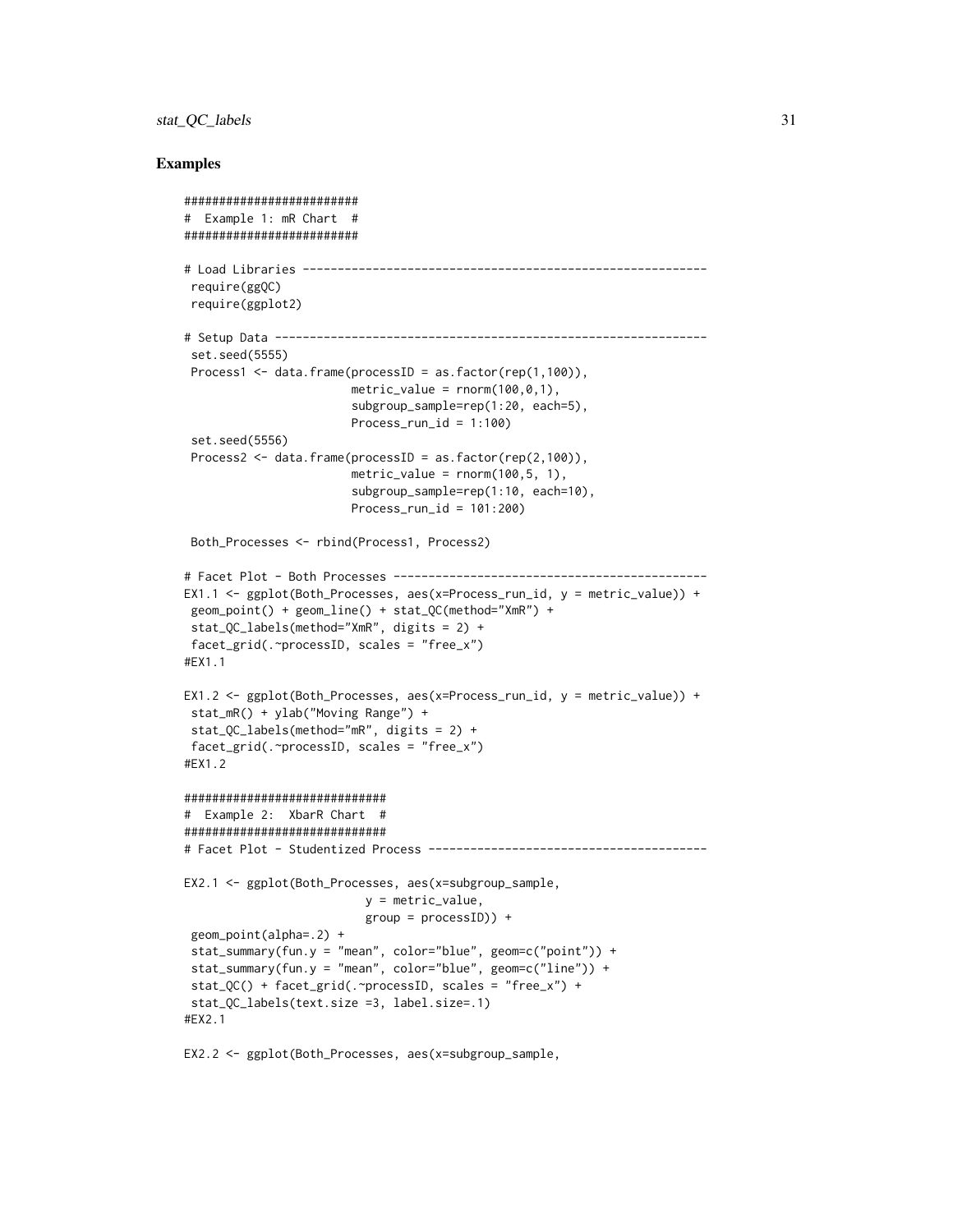## Examples

```
########################
#  Example 1: mR Chart  #
########################

# Load Libraries ----------------------------------------------------------
 require(ggQC)
 require(ggplot2)

# Setup Data --------------------------------------------------------------
 set.seed(5555)
 Process1 <- data.frame(processID = as.factor(rep(1,100)),
                        metric_value = rnorm(100,0,1),
                        subgroup_sample=rep(1:20, each=5),
                        Process_run_id = 1:100)
 set.seed(5556)
 Process2 <- data.frame(processID = as.factor(rep(2,100)),
                        metric_value = rnorm(100,5, 1),
                        subgroup_sample=rep(1:10, each=10),
                        Process_run_id = 101:200)

 Both_Processes <- rbind(Process1, Process2)

# Facet Plot - Both Processes --------------------------------------------
EX1.1 <- ggplot(Both_Processes, aes(x=Process_run_id, y = metric_value)) +
 geom_point() + geom_line() + stat_QC(method="XmR") +
 stat_QC_labels(method="XmR", digits = 2) +
 facet_grid(.~processID, scales = "free_x")
#EX1.1

EX1.2 <- ggplot(Both_Processes, aes(x=Process_run_id, y = metric_value)) +
 stat_mR() + ylab("Moving Range") +
 stat_QC_labels(method="mR", digits = 2) +
 facet_grid(.~processID, scales = "free_x")
#EX1.2

#############################
#  Example 2:  XbarR Chart  #
#############################
# Facet Plot - Studentized Process ---------------------------------------

EX2.1 <- ggplot(Both_Processes, aes(x=subgroup_sample,
                          y = metric_value,
                          group = processID)) +
 geom_point(alpha=.2) +
 stat_summary(fun.y = "mean", color="blue", geom=c("point")) +
 stat_summary(fun.y = "mean", color="blue", geom=c("line")) +
 stat_QC() + facet_grid(.~processID, scales = "free_x") +
 stat_QC_labels(text.size =3, label.size=.1)
#EX2.1

EX2.2 <- ggplot(Both_Processes, aes(x=subgroup_sample,
```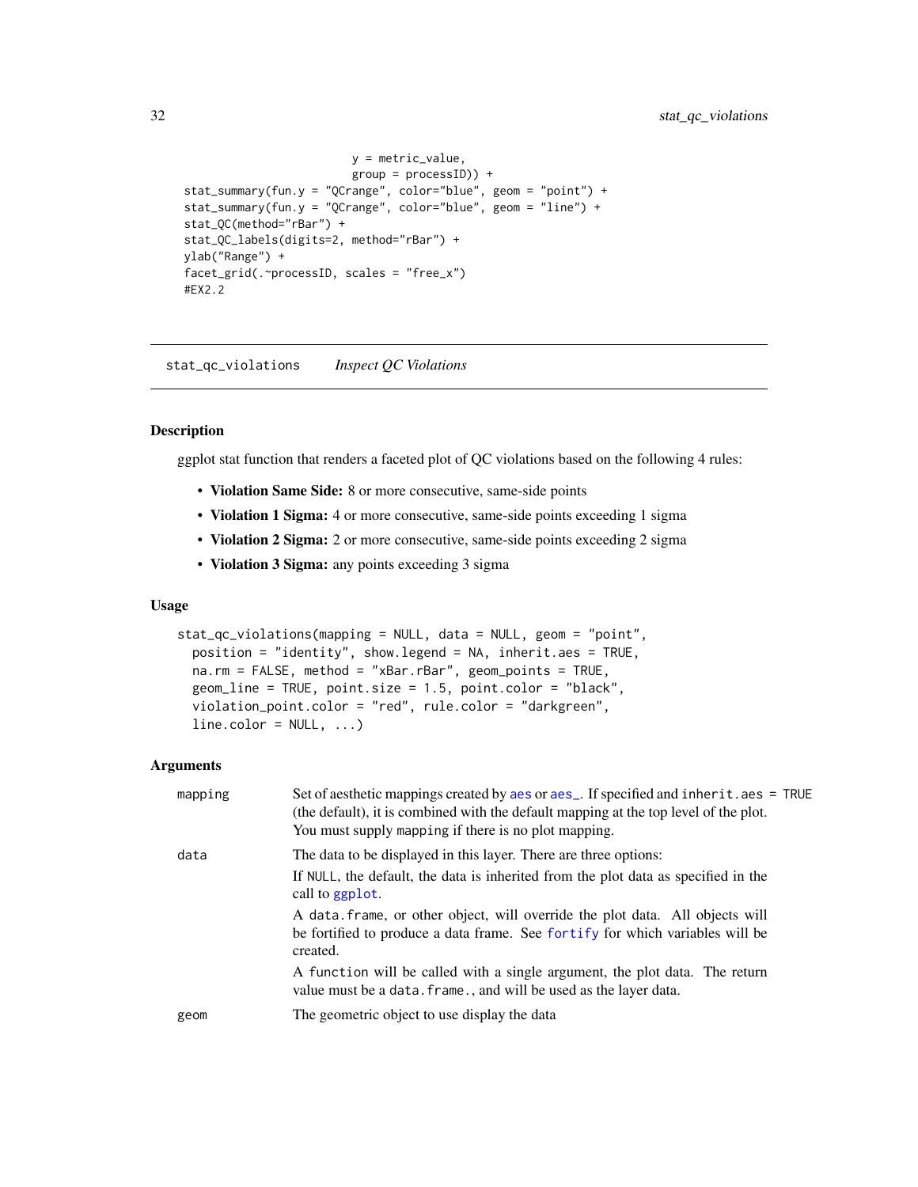```
                         y = metric_value,
                         group = processID)) +
stat_summary(fun.y = "QCrange", color="blue", geom = "point") +
stat_summary(fun.y = "QCrange", color="blue", geom = "line") +
stat_QC(method="rBar") +
stat_QC_labels(digits=2, method="rBar") +
ylab("Range") +
facet_grid(.~processID, scales = "free_x")
#EX2.2
```

## stat_qc_violations *Inspect QC Violations*

### Description

ggplot stat function that renders a faceted plot of QC violations based on the following 4 rules:

- **Violation Same Side:** 8 or more consecutive, same-side points
- **Violation 1 Sigma:** 4 or more consecutive, same-side points exceeding 1 sigma
- **Violation 2 Sigma:** 2 or more consecutive, same-side points exceeding 2 sigma
- **Violation 3 Sigma:** any points exceeding 3 sigma

### Usage

```
stat_qc_violations(mapping = NULL, data = NULL, geom = "point",
  position = "identity", show.legend = NA, inherit.aes = TRUE,
  na.rm = FALSE, method = "xBar.rBar", geom_points = TRUE,
  geom_line = TRUE, point.size = 1.5, point.color = "black",
  violation_point.color = "red", rule.color = "darkgreen",
  line.color = NULL, ...)
```

### Arguments

| | |
|---|---|
| mapping | Set of aesthetic mappings created by aes or aes_. If specified and inherit.aes = TRUE (the default), it is combined with the default mapping at the top level of the plot. You must supply mapping if there is no plot mapping. |
| data | The data to be displayed in this layer. There are three options:<br>If NULL, the default, the data is inherited from the plot data as specified in the call to ggplot.<br>A data.frame, or other object, will override the plot data. All objects will be fortified to produce a data frame. See fortify for which variables will be created.<br>A function will be called with a single argument, the plot data. The return value must be a data.frame., and will be used as the layer data. |
| geom | The geometric object to use display the data |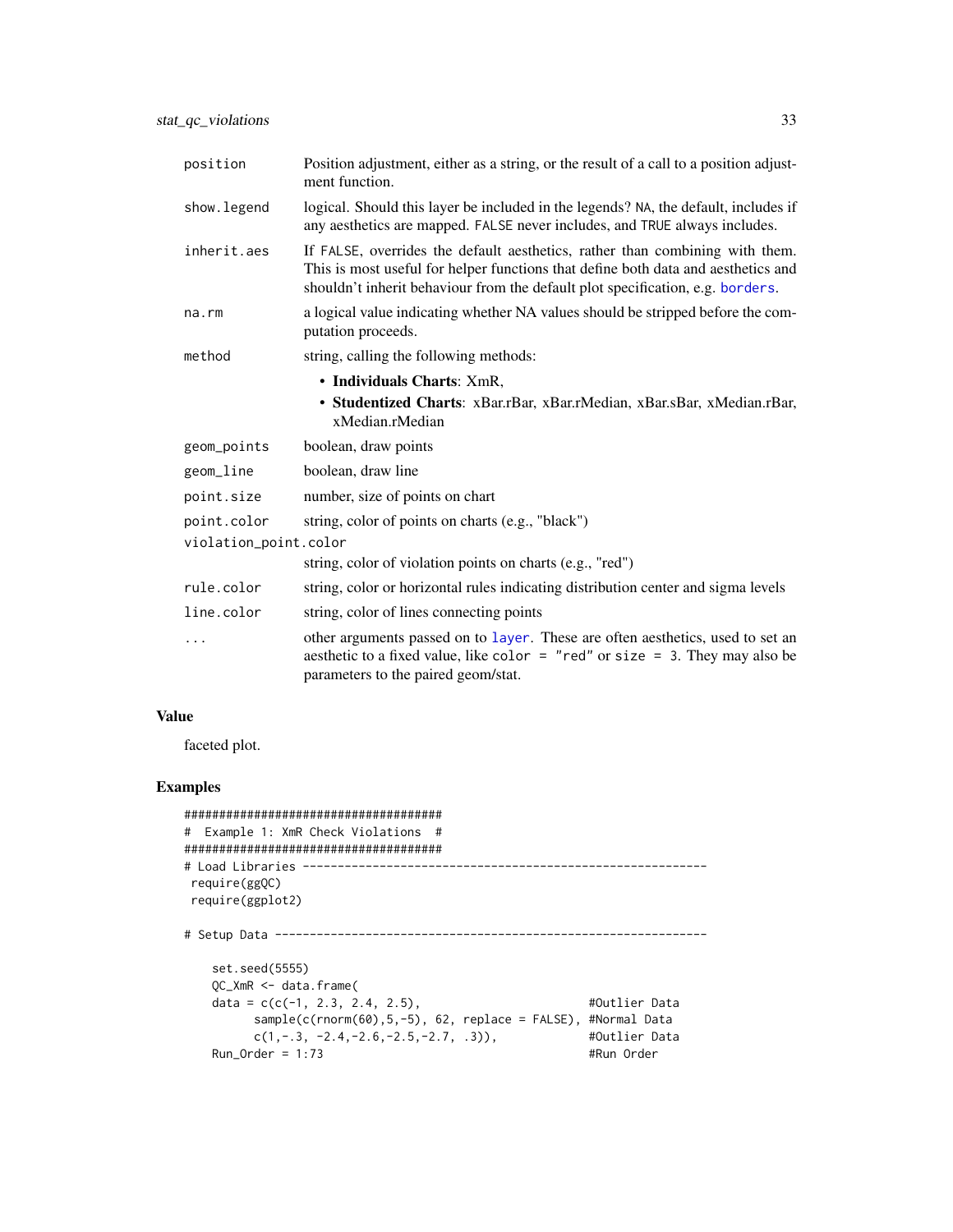| | |
|---|---|
| position | Position adjustment, either as a string, or the result of a call to a position adjustment function. |
| show.legend | logical. Should this layer be included in the legends? NA, the default, includes if any aesthetics are mapped. FALSE never includes, and TRUE always includes. |
| inherit.aes | If FALSE, overrides the default aesthetics, rather than combining with them. This is most useful for helper functions that define both data and aesthetics and shouldn't inherit behaviour from the default plot specification, e.g. borders. |
| na.rm | a logical value indicating whether NA values should be stripped before the computation proceeds. |
| method | string, calling the following methods: <br>• **Individuals Charts**: XmR, <br>• **Studentized Charts**: xBar.rBar, xBar.rMedian, xBar.sBar, xMedian.rBar, xMedian.rMedian |
| geom_points | boolean, draw points |
| geom_line | boolean, draw line |
| point.size | number, size of points on chart |
| point.color | string, color of points on charts (e.g., "black") |
| violation_point.color | string, color of violation points on charts (e.g., "red") |
| rule.color | string, color or horizontal rules indicating distribution center and sigma levels |
| line.color | string, color of lines connecting points |
| ... | other arguments passed on to layer. These are often aesthetics, used to set an aesthetic to a fixed value, like color = "red" or size = 3. They may also be parameters to the paired geom/stat. |

## Value

faceted plot.

## Examples

```
#####################################
#  Example 1: XmR Check Violations  #
#####################################
# Load Libraries ----------------------------------------------------------
 require(ggQC)
 require(ggplot2)

# Setup Data --------------------------------------------------------------

    set.seed(5555)
    QC_XmR <- data.frame(
    data = c(c(-1, 2.3, 2.4, 2.5),                          #Outlier Data
          sample(c(rnorm(60),5,-5), 62, replace = FALSE), #Normal Data
          c(1,-.3, -2.4,-2.6,-2.5,-2.7, .3)),             #Outlier Data
    Run_Order = 1:73                                      #Run Order
```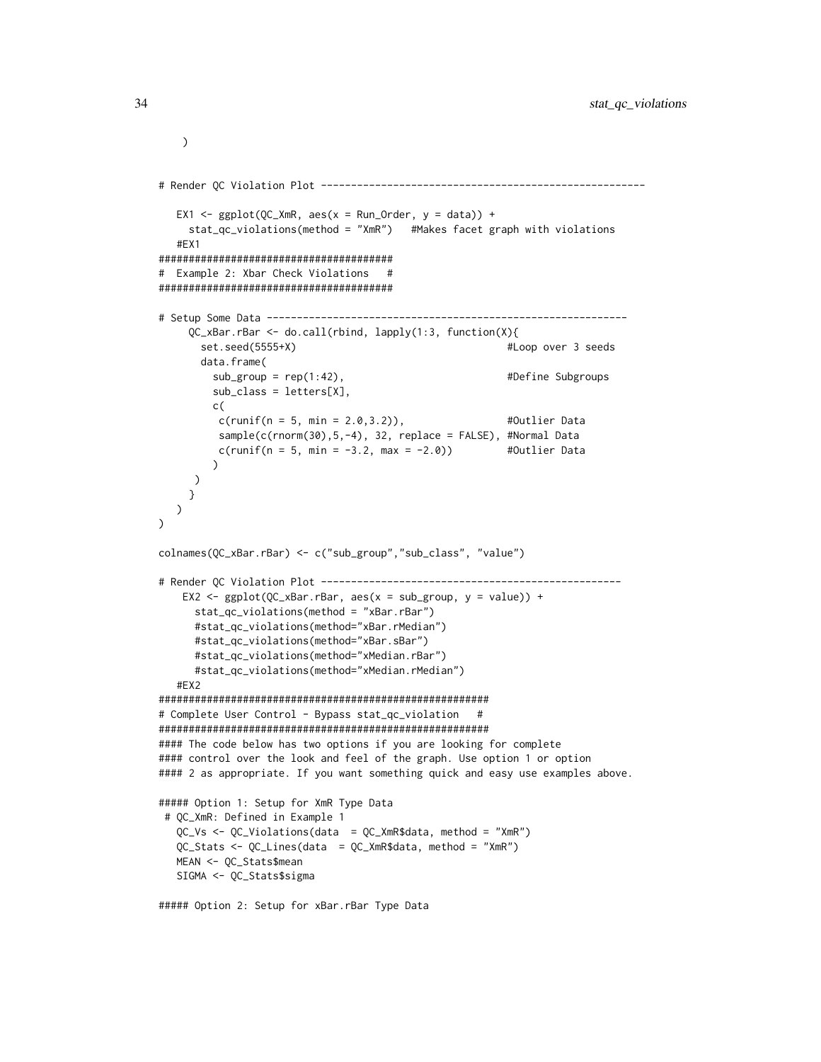```
    )


# Render QC Violation Plot -----------------------------------------------------

   EX1 <- ggplot(QC_XmR, aes(x = Run_Order, y = data)) +
     stat_qc_violations(method = "XmR")   #Makes facet graph with violations
   #EX1
#######################################
#  Example 2: Xbar Check Violations   #
#######################################

# Setup Some Data ------------------------------------------------------------
     QC_xBar.rBar <- do.call(rbind, lapply(1:3, function(X){
       set.seed(5555+X)                                   #Loop over 3 seeds
       data.frame(
         sub_group = rep(1:42),                           #Define Subgroups
         sub_class = letters[X],
         c(
          c(runif(n = 5, min = 2.0,3.2)),                 #Outlier Data
          sample(c(rnorm(30),5,-4), 32, replace = FALSE), #Normal Data
          c(runif(n = 5, min = -3.2, max = -2.0))         #Outlier Data
         )
      )
     }
   )
)

colnames(QC_xBar.rBar) <- c("sub_group","sub_class", "value")

# Render QC Violation Plot --------------------------------------------------
    EX2 <- ggplot(QC_xBar.rBar, aes(x = sub_group, y = value)) +
      stat_qc_violations(method = "xBar.rBar")
      #stat_qc_violations(method="xBar.rMedian")
      #stat_qc_violations(method="xBar.sBar")
      #stat_qc_violations(method="xMedian.rBar")
      #stat_qc_violations(method="xMedian.rMedian")
   #EX2
#########################################################
# Complete User Control - Bypass stat_qc_violation   #
#########################################################
#### The code below has two options if you are looking for complete
#### control over the look and feel of the graph. Use option 1 or option
#### 2 as appropriate. If you want something quick and easy use examples above.

##### Option 1: Setup for XmR Type Data
 # QC_XmR: Defined in Example 1
   QC_Vs <- QC_Violations(data  = QC_XmR$data, method = "XmR")
   QC_Stats <- QC_Lines(data  = QC_XmR$data, method = "XmR")
   MEAN <- QC_Stats$mean
   SIGMA <- QC_Stats$sigma

##### Option 2: Setup for xBar.rBar Type Data
```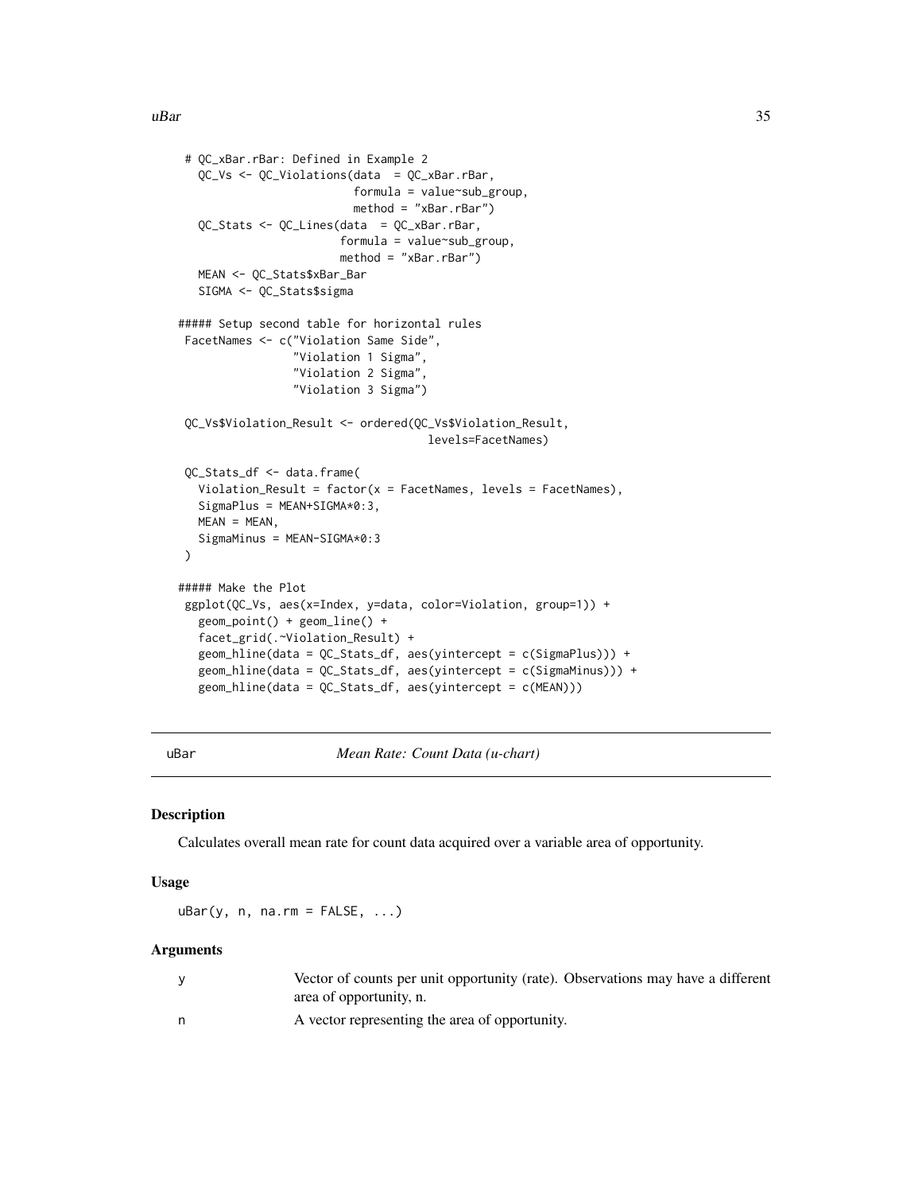```
 # QC_xBar.rBar: Defined in Example 2
   QC_Vs <- QC_Violations(data  = QC_xBar.rBar,
                          formula = value~sub_group,
                          method = "xBar.rBar")
   QC_Stats <- QC_Lines(data  = QC_xBar.rBar,
                        formula = value~sub_group,
                        method = "xBar.rBar")
   MEAN <- QC_Stats$xBar_Bar
   SIGMA <- QC_Stats$sigma

##### Setup second table for horizontal rules
 FacetNames <- c("Violation Same Side",
                 "Violation 1 Sigma",
                 "Violation 2 Sigma",
                 "Violation 3 Sigma")

 QC_Vs$Violation_Result <- ordered(QC_Vs$Violation_Result,
                                    levels=FacetNames)

 QC_Stats_df <- data.frame(
   Violation_Result = factor(x = FacetNames, levels = FacetNames),
   SigmaPlus = MEAN+SIGMA*0:3,
   MEAN = MEAN,
   SigmaMinus = MEAN-SIGMA*0:3
 )

##### Make the Plot
 ggplot(QC_Vs, aes(x=Index, y=data, color=Violation, group=1)) +
   geom_point() + geom_line() +
   facet_grid(.~Violation_Result) +
   geom_hline(data = QC_Stats_df, aes(yintercept = c(SigmaPlus))) +
   geom_hline(data = QC_Stats_df, aes(yintercept = c(SigmaMinus))) +
   geom_hline(data = QC_Stats_df, aes(yintercept = c(MEAN)))
```

## uBar — *Mean Rate: Count Data (u-chart)*

### Description

Calculates overall mean rate for count data acquired over a variable area of opportunity.

### Usage

```
uBar(y, n, na.rm = FALSE, ...)
```

### Arguments

| | |
|---|---|
| y | Vector of counts per unit opportunity (rate). Observations may have a different area of opportunity, n. |
| n | A vector representing the area of opportunity. |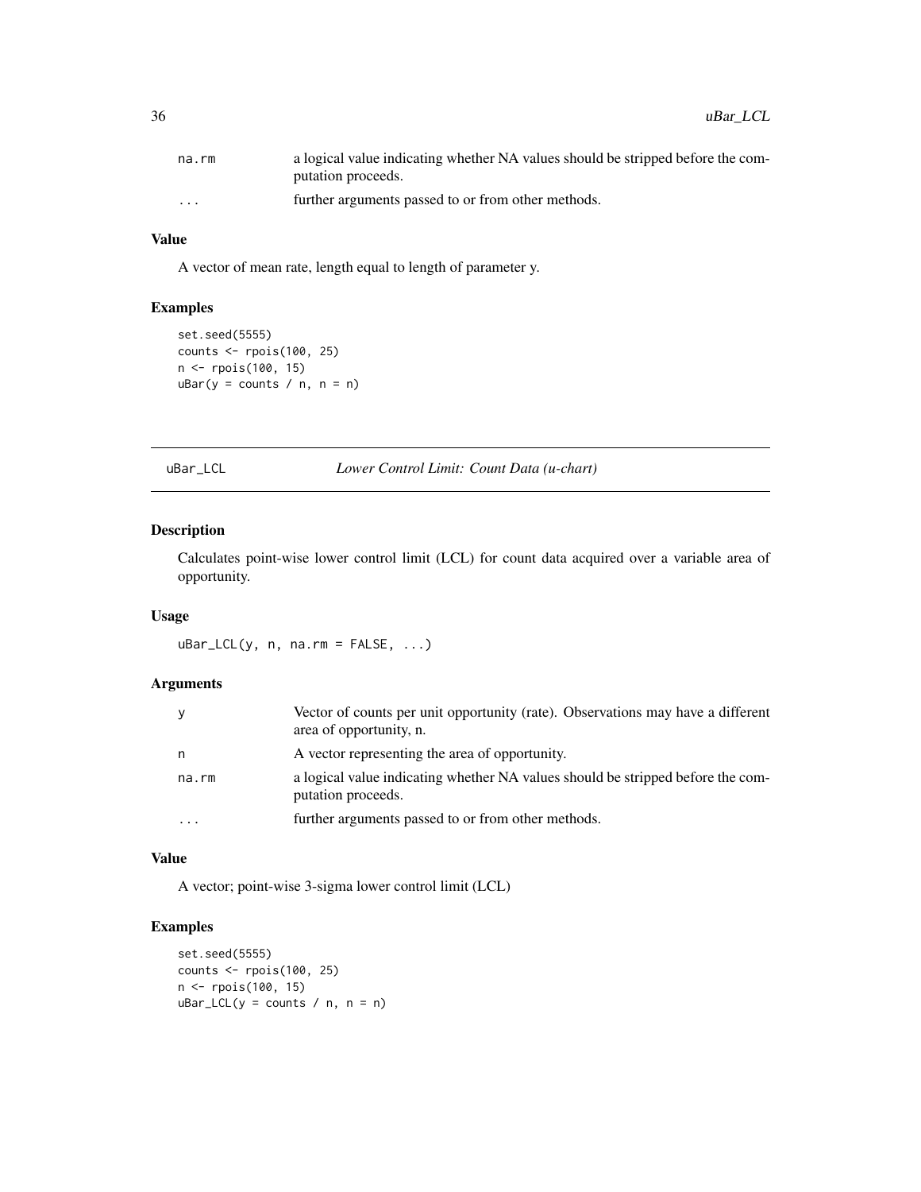| | |
|---|---|
| na.rm | a logical value indicating whether NA values should be stripped before the computation proceeds. |
| ... | further arguments passed to or from other methods. |

### Value

A vector of mean rate, length equal to length of parameter y.

### Examples

```
set.seed(5555)
counts <- rpois(100, 25)
n <- rpois(100, 15)
uBar(y = counts / n, n = n)
```

---

## uBar_LCL *Lower Control Limit: Count Data (u-chart)*

---

### Description

Calculates point-wise lower control limit (LCL) for count data acquired over a variable area of opportunity.

### Usage

```
uBar_LCL(y, n, na.rm = FALSE, ...)
```

### Arguments

| | |
|---|---|
| y | Vector of counts per unit opportunity (rate). Observations may have a different area of opportunity, n. |
| n | A vector representing the area of opportunity. |
| na.rm | a logical value indicating whether NA values should be stripped before the computation proceeds. |
| ... | further arguments passed to or from other methods. |

### Value

A vector; point-wise 3-sigma lower control limit (LCL)

### Examples

```
set.seed(5555)
counts <- rpois(100, 25)
n <- rpois(100, 15)
uBar_LCL(y = counts / n, n = n)
```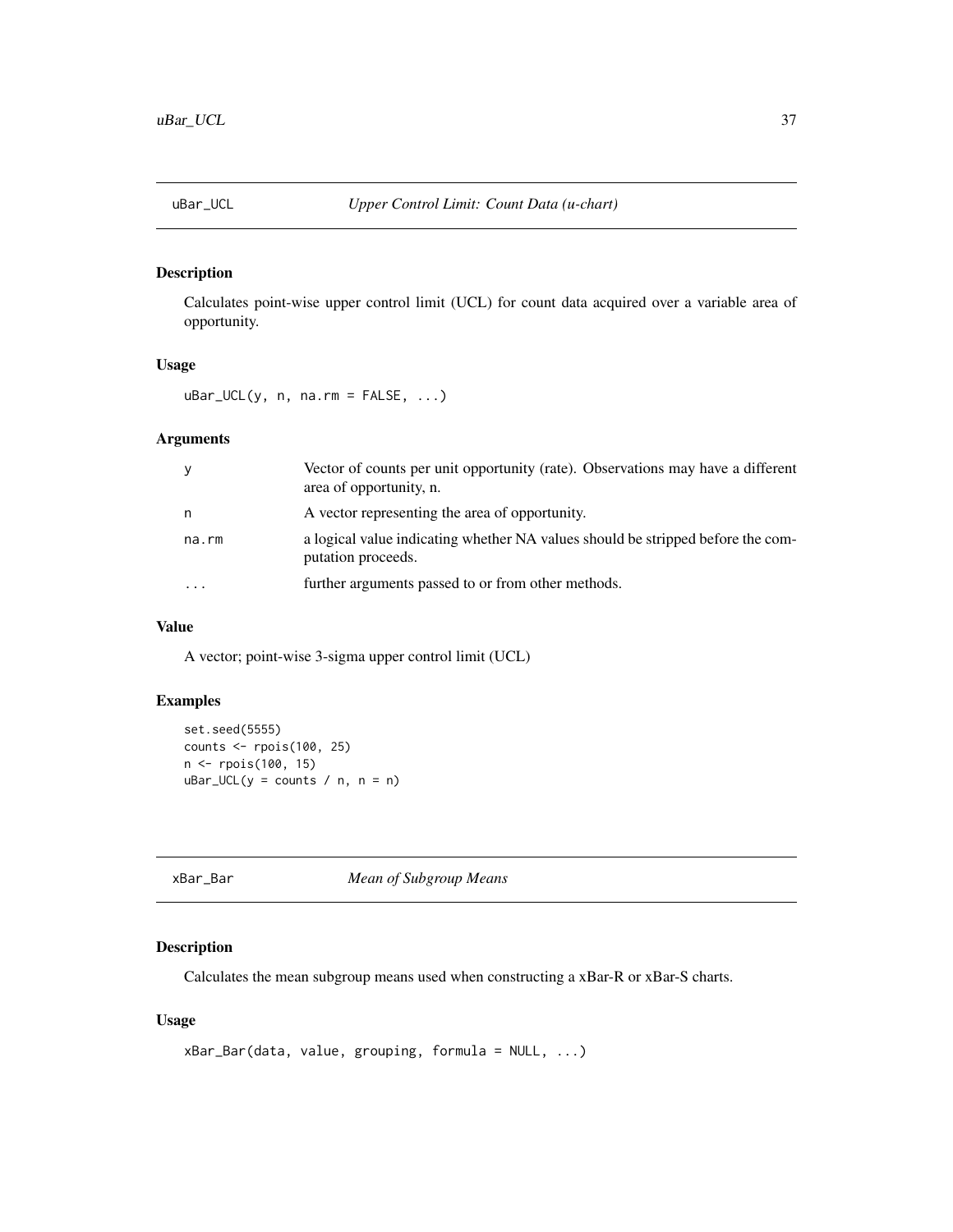## uBar_UCL — *Upper Control Limit: Count Data (u-chart)*

### Description

Calculates point-wise upper control limit (UCL) for count data acquired over a variable area of opportunity.

### Usage

```
uBar_UCL(y, n, na.rm = FALSE, ...)
```

### Arguments

| | |
|---|---|
| y | Vector of counts per unit opportunity (rate). Observations may have a different area of opportunity, n. |
| n | A vector representing the area of opportunity. |
| na.rm | a logical value indicating whether NA values should be stripped before the computation proceeds. |
| ... | further arguments passed to or from other methods. |

### Value

A vector; point-wise 3-sigma upper control limit (UCL)

### Examples

```
set.seed(5555)
counts <- rpois(100, 25)
n <- rpois(100, 15)
uBar_UCL(y = counts / n, n = n)
```

## xBar_Bar — *Mean of Subgroup Means*

### Description

Calculates the mean subgroup means used when constructing a xBar-R or xBar-S charts.

### Usage

```
xBar_Bar(data, value, grouping, formula = NULL, ...)
```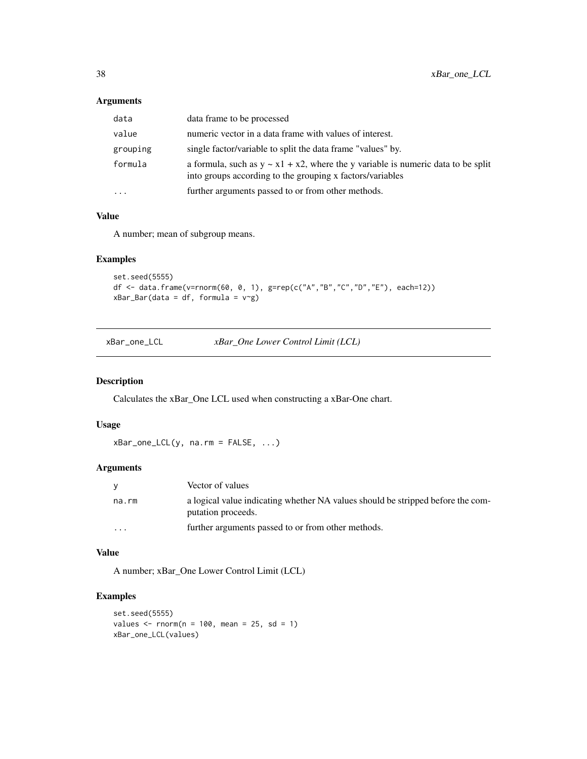### Arguments

| | |
|---|---|
| `data` | data frame to be processed |
| `value` | numeric vector in a data frame with values of interest. |
| `grouping` | single factor/variable to split the data frame "values" by. |
| `formula` | a formula, such as y ~ x1 + x2, where the y variable is numeric data to be split into groups according to the grouping x factors/variables |
| `...` | further arguments passed to or from other methods. |

### Value

A number; mean of subgroup means.

### Examples

```
set.seed(5555)
df <- data.frame(v=rnorm(60, 0, 1), g=rep(c("A","B","C","D","E"), each=12))
xBar_Bar(data = df, formula = v~g)
```

## xBar_one_LCL    *xBar_One Lower Control Limit (LCL)*

### Description

Calculates the xBar_One LCL used when constructing a xBar-One chart.

### Usage

```
xBar_one_LCL(y, na.rm = FALSE, ...)
```

### Arguments

| | |
|---|---|
| `y` | Vector of values |
| `na.rm` | a logical value indicating whether NA values should be stripped before the computation proceeds. |
| `...` | further arguments passed to or from other methods. |

### Value

A number; xBar_One Lower Control Limit (LCL)

### Examples

```
set.seed(5555)
values <- rnorm(n = 100, mean = 25, sd = 1)
xBar_one_LCL(values)
```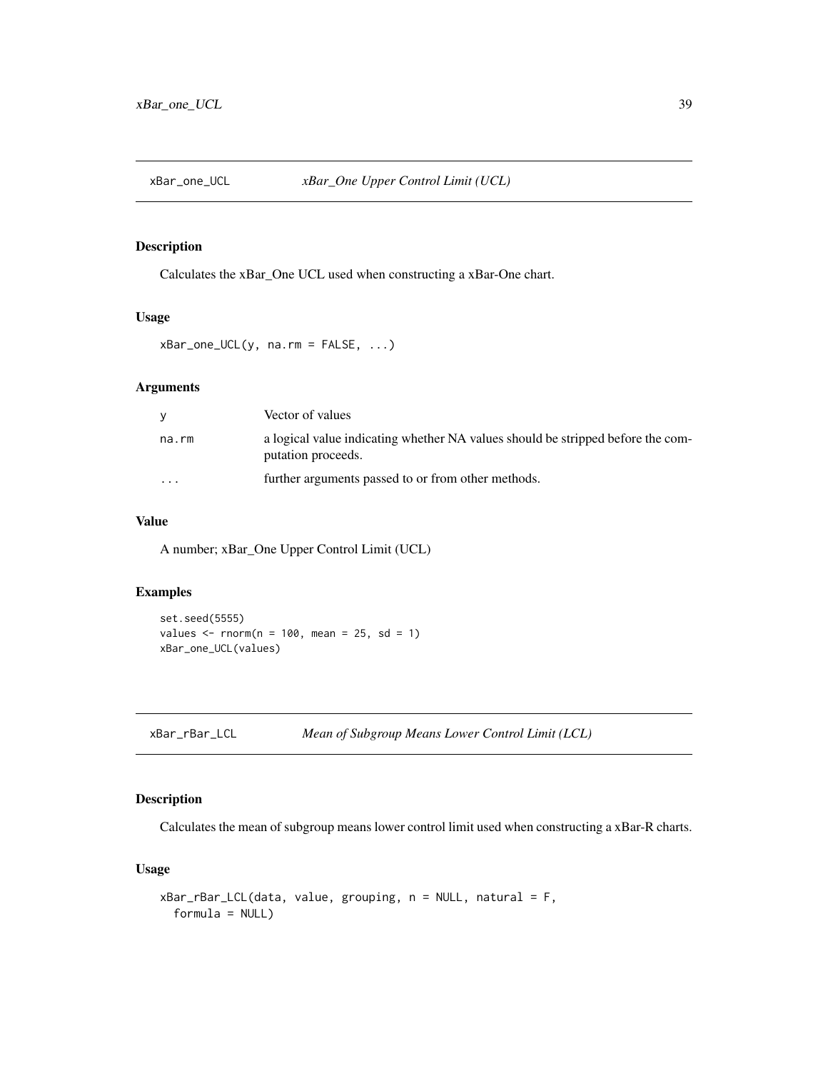## xBar_one_UCL — *xBar_One Upper Control Limit (UCL)*

### Description

Calculates the xBar_One UCL used when constructing a xBar-One chart.

### Usage

```
xBar_one_UCL(y, na.rm = FALSE, ...)
```

### Arguments

| | |
|---|---|
| y | Vector of values |
| na.rm | a logical value indicating whether NA values should be stripped before the computation proceeds. |
| ... | further arguments passed to or from other methods. |

### Value

A number; xBar_One Upper Control Limit (UCL)

### Examples

```
set.seed(5555)
values <- rnorm(n = 100, mean = 25, sd = 1)
xBar_one_UCL(values)
```

## xBar_rBar_LCL — *Mean of Subgroup Means Lower Control Limit (LCL)*

### Description

Calculates the mean of subgroup means lower control limit used when constructing a xBar-R charts.

### Usage

```
xBar_rBar_LCL(data, value, grouping, n = NULL, natural = F,
  formula = NULL)
```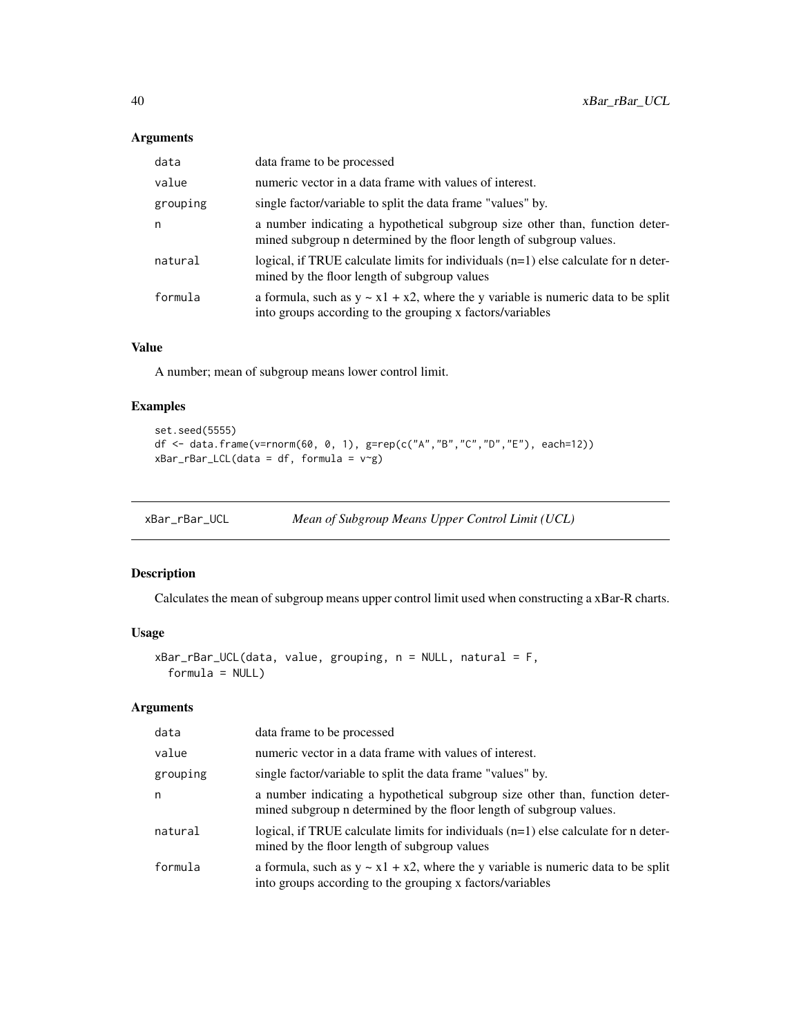## Arguments

| | |
|---|---|
| data | data frame to be processed |
| value | numeric vector in a data frame with values of interest. |
| grouping | single factor/variable to split the data frame "values" by. |
| n | a number indicating a hypothetical subgroup size other than, function determined subgroup n determined by the floor length of subgroup values. |
| natural | logical, if TRUE calculate limits for individuals (n=1) else calculate for n determined by the floor length of subgroup values |
| formula | a formula, such as y ~ x1 + x2, where the y variable is numeric data to be split into groups according to the grouping x factors/variables |

## Value

A number; mean of subgroup means lower control limit.

## Examples

```
set.seed(5555)
df <- data.frame(v=rnorm(60, 0, 1), g=rep(c("A","B","C","D","E"), each=12))
xBar_rBar_LCL(data = df, formula = v~g)
```

---

# xBar_rBar_UCL *Mean of Subgroup Means Upper Control Limit (UCL)*

---

## Description

Calculates the mean of subgroup means upper control limit used when constructing a xBar-R charts.

## Usage

```
xBar_rBar_UCL(data, value, grouping, n = NULL, natural = F,
  formula = NULL)
```

## Arguments

| | |
|---|---|
| data | data frame to be processed |
| value | numeric vector in a data frame with values of interest. |
| grouping | single factor/variable to split the data frame "values" by. |
| n | a number indicating a hypothetical subgroup size other than, function determined subgroup n determined by the floor length of subgroup values. |
| natural | logical, if TRUE calculate limits for individuals (n=1) else calculate for n determined by the floor length of subgroup values |
| formula | a formula, such as y ~ x1 + x2, where the y variable is numeric data to be split into groups according to the grouping x factors/variables |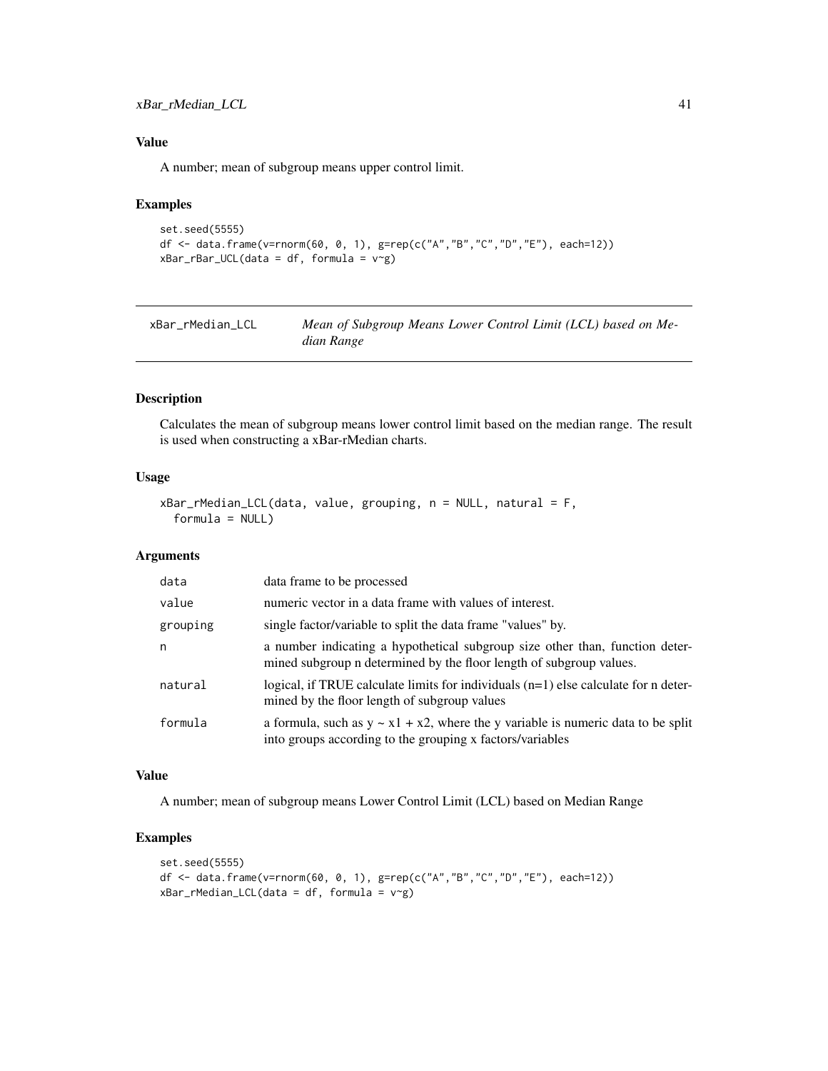### Value

A number; mean of subgroup means upper control limit.

### Examples

```
set.seed(5555)
df <- data.frame(v=rnorm(60, 0, 1), g=rep(c("A","B","C","D","E"), each=12))
xBar_rBar_UCL(data = df, formula = v~g)
```

---

## xBar_rMedian_LCL — *Mean of Subgroup Means Lower Control Limit (LCL) based on Median Range*

---

### Description

Calculates the mean of subgroup means lower control limit based on the median range. The result is used when constructing a xBar-rMedian charts.

### Usage

```
xBar_rMedian_LCL(data, value, grouping, n = NULL, natural = F,
  formula = NULL)
```

### Arguments

| | |
|---|---|
| `data` | data frame to be processed |
| `value` | numeric vector in a data frame with values of interest. |
| `grouping` | single factor/variable to split the data frame "values" by. |
| `n` | a number indicating a hypothetical subgroup size other than, function determined subgroup n determined by the floor length of subgroup values. |
| `natural` | logical, if TRUE calculate limits for individuals (n=1) else calculate for n determined by the floor length of subgroup values |
| `formula` | a formula, such as y ~ x1 + x2, where the y variable is numeric data to be split into groups according to the grouping x factors/variables |

### Value

A number; mean of subgroup means Lower Control Limit (LCL) based on Median Range

### Examples

```
set.seed(5555)
df <- data.frame(v=rnorm(60, 0, 1), g=rep(c("A","B","C","D","E"), each=12))
xBar_rMedian_LCL(data = df, formula = v~g)
```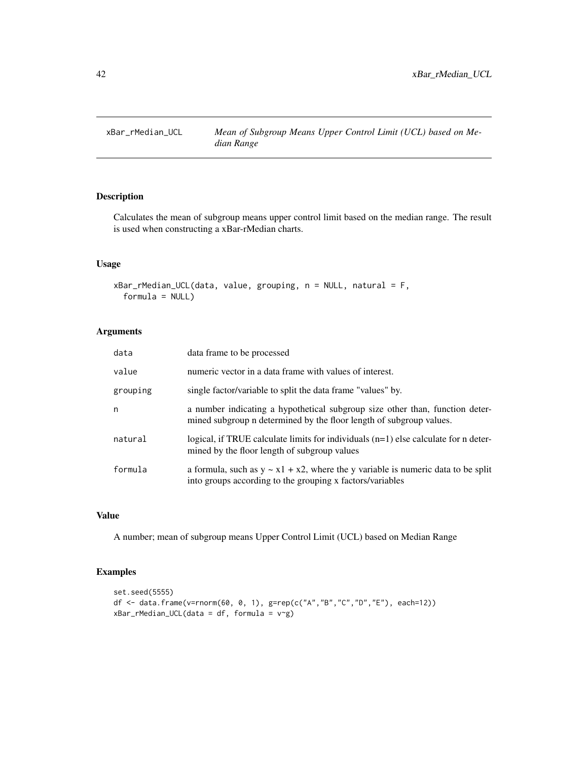# xBar_rMedian_UCL — *Mean of Subgroup Means Upper Control Limit (UCL) based on Median Range*

## Description

Calculates the mean of subgroup means upper control limit based on the median range. The result is used when constructing a xBar-rMedian charts.

## Usage

```
xBar_rMedian_UCL(data, value, grouping, n = NULL, natural = F,
  formula = NULL)
```

## Arguments

| | |
|---|---|
| data | data frame to be processed |
| value | numeric vector in a data frame with values of interest. |
| grouping | single factor/variable to split the data frame "values" by. |
| n | a number indicating a hypothetical subgroup size other than, function determined subgroup n determined by the floor length of subgroup values. |
| natural | logical, if TRUE calculate limits for individuals (n=1) else calculate for n determined by the floor length of subgroup values |
| formula | a formula, such as y ~ x1 + x2, where the y variable is numeric data to be split into groups according to the grouping x factors/variables |

## Value

A number; mean of subgroup means Upper Control Limit (UCL) based on Median Range

## Examples

```
set.seed(5555)
df <- data.frame(v=rnorm(60, 0, 1), g=rep(c("A","B","C","D","E"), each=12))
xBar_rMedian_UCL(data = df, formula = v~g)
```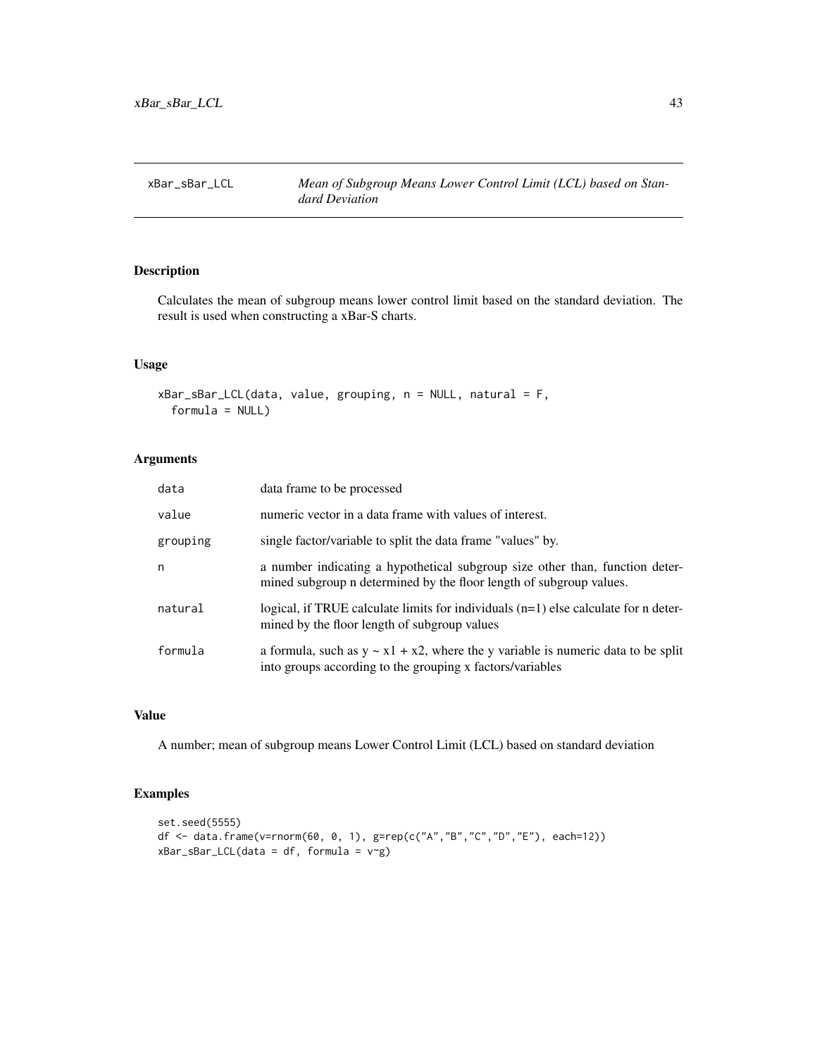## xBar_sBar_LCL — *Mean of Subgroup Means Lower Control Limit (LCL) based on Standard Deviation*

### Description

Calculates the mean of subgroup means lower control limit based on the standard deviation. The result is used when constructing a xBar-S charts.

### Usage

```
xBar_sBar_LCL(data, value, grouping, n = NULL, natural = F,
  formula = NULL)
```

### Arguments

| | |
|---|---|
| `data` | data frame to be processed |
| `value` | numeric vector in a data frame with values of interest. |
| `grouping` | single factor/variable to split the data frame "values" by. |
| `n` | a number indicating a hypothetical subgroup size other than, function determined subgroup n determined by the floor length of subgroup values. |
| `natural` | logical, if TRUE calculate limits for individuals (n=1) else calculate for n determined by the floor length of subgroup values |
| `formula` | a formula, such as y ~ x1 + x2, where the y variable is numeric data to be split into groups according to the grouping x factors/variables |

### Value

A number; mean of subgroup means Lower Control Limit (LCL) based on standard deviation

### Examples

```
set.seed(5555)
df <- data.frame(v=rnorm(60, 0, 1), g=rep(c("A","B","C","D","E"), each=12))
xBar_sBar_LCL(data = df, formula = v~g)
```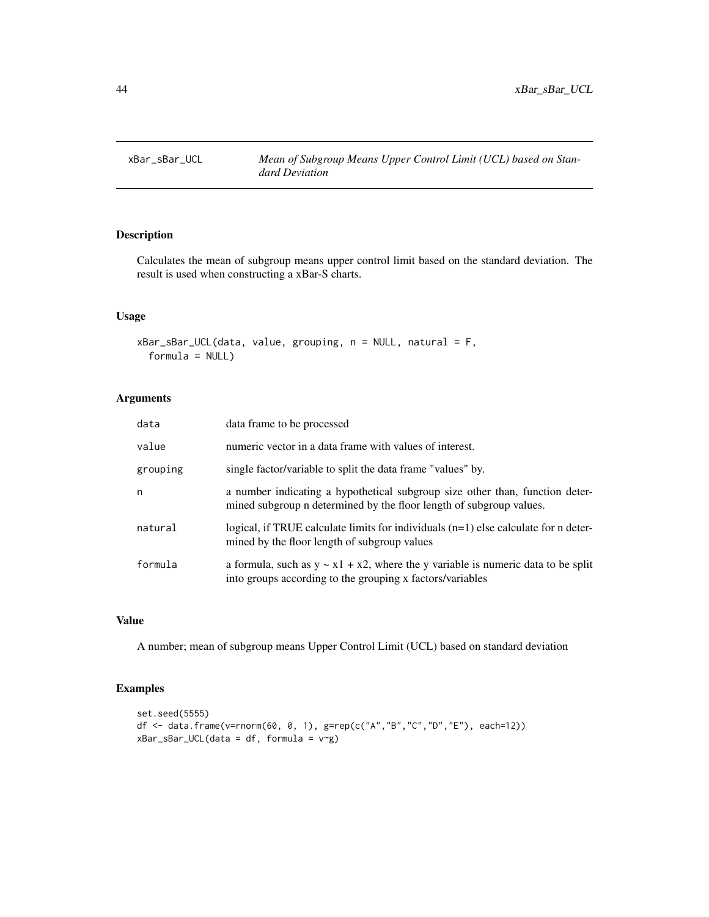# xBar_sBar_UCL — *Mean of Subgroup Means Upper Control Limit (UCL) based on Standard Deviation*

## Description

Calculates the mean of subgroup means upper control limit based on the standard deviation. The result is used when constructing a xBar-S charts.

## Usage

```
xBar_sBar_UCL(data, value, grouping, n = NULL, natural = F,
  formula = NULL)
```

## Arguments

| | |
|---|---|
| data | data frame to be processed |
| value | numeric vector in a data frame with values of interest. |
| grouping | single factor/variable to split the data frame "values" by. |
| n | a number indicating a hypothetical subgroup size other than, function determined subgroup n determined by the floor length of subgroup values. |
| natural | logical, if TRUE calculate limits for individuals (n=1) else calculate for n determined by the floor length of subgroup values |
| formula | a formula, such as y ~ x1 + x2, where the y variable is numeric data to be split into groups according to the grouping x factors/variables |

## Value

A number; mean of subgroup means Upper Control Limit (UCL) based on standard deviation

## Examples

```
set.seed(5555)
df <- data.frame(v=rnorm(60, 0, 1), g=rep(c("A","B","C","D","E"), each=12))
xBar_sBar_UCL(data = df, formula = v~g)
```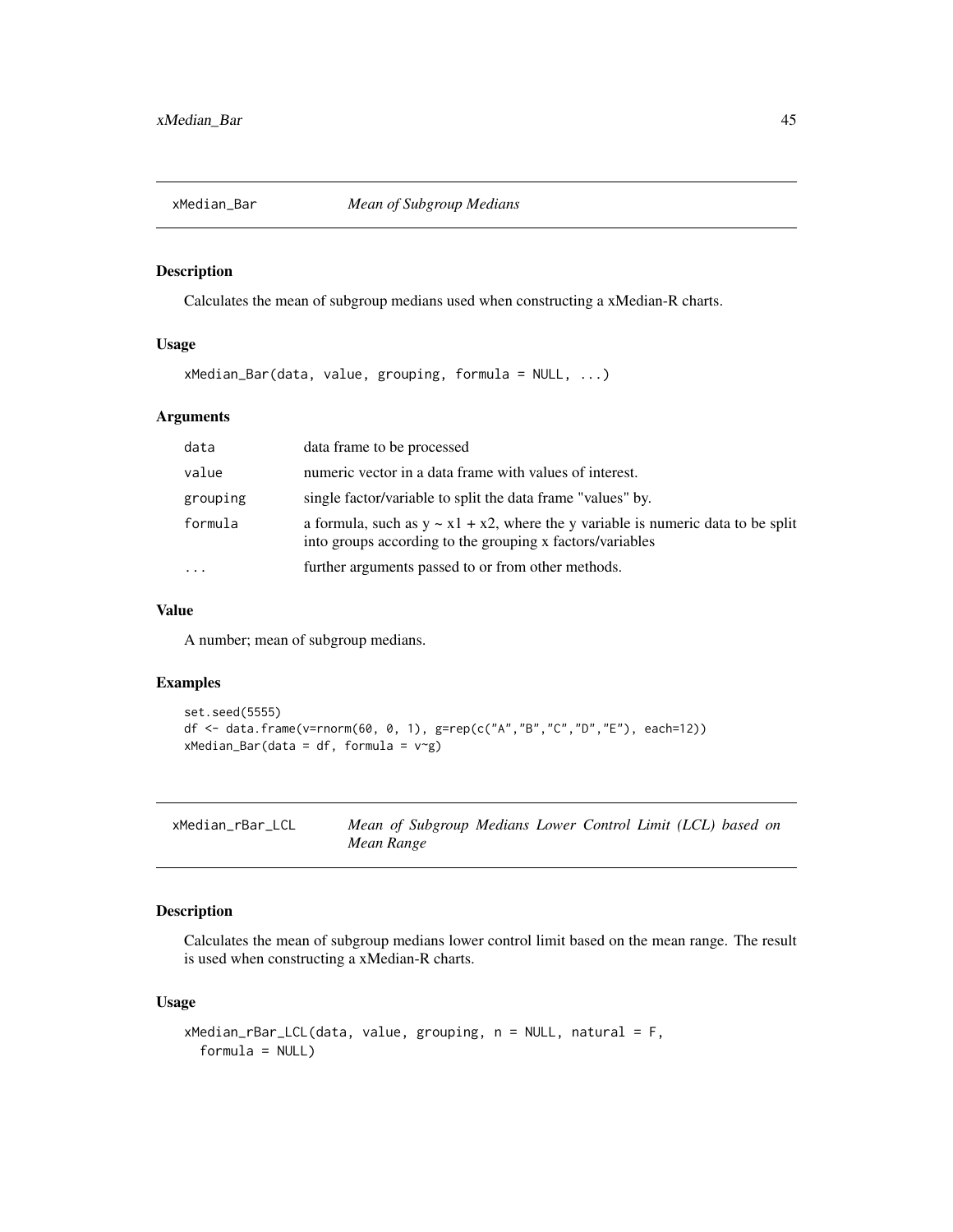## xMedian_Bar — *Mean of Subgroup Medians*

### Description

Calculates the mean of subgroup medians used when constructing a xMedian-R charts.

### Usage

```
xMedian_Bar(data, value, grouping, formula = NULL, ...)
```

### Arguments

| | |
|---|---|
| data | data frame to be processed |
| value | numeric vector in a data frame with values of interest. |
| grouping | single factor/variable to split the data frame "values" by. |
| formula | a formula, such as y ~ x1 + x2, where the y variable is numeric data to be split into groups according to the grouping x factors/variables |
| ... | further arguments passed to or from other methods. |

### Value

A number; mean of subgroup medians.

### Examples

```
set.seed(5555)
df <- data.frame(v=rnorm(60, 0, 1), g=rep(c("A","B","C","D","E"), each=12))
xMedian_Bar(data = df, formula = v~g)
```

## xMedian_rBar_LCL — *Mean of Subgroup Medians Lower Control Limit (LCL) based on Mean Range*

### Description

Calculates the mean of subgroup medians lower control limit based on the mean range. The result is used when constructing a xMedian-R charts.

### Usage

```
xMedian_rBar_LCL(data, value, grouping, n = NULL, natural = F,
  formula = NULL)
```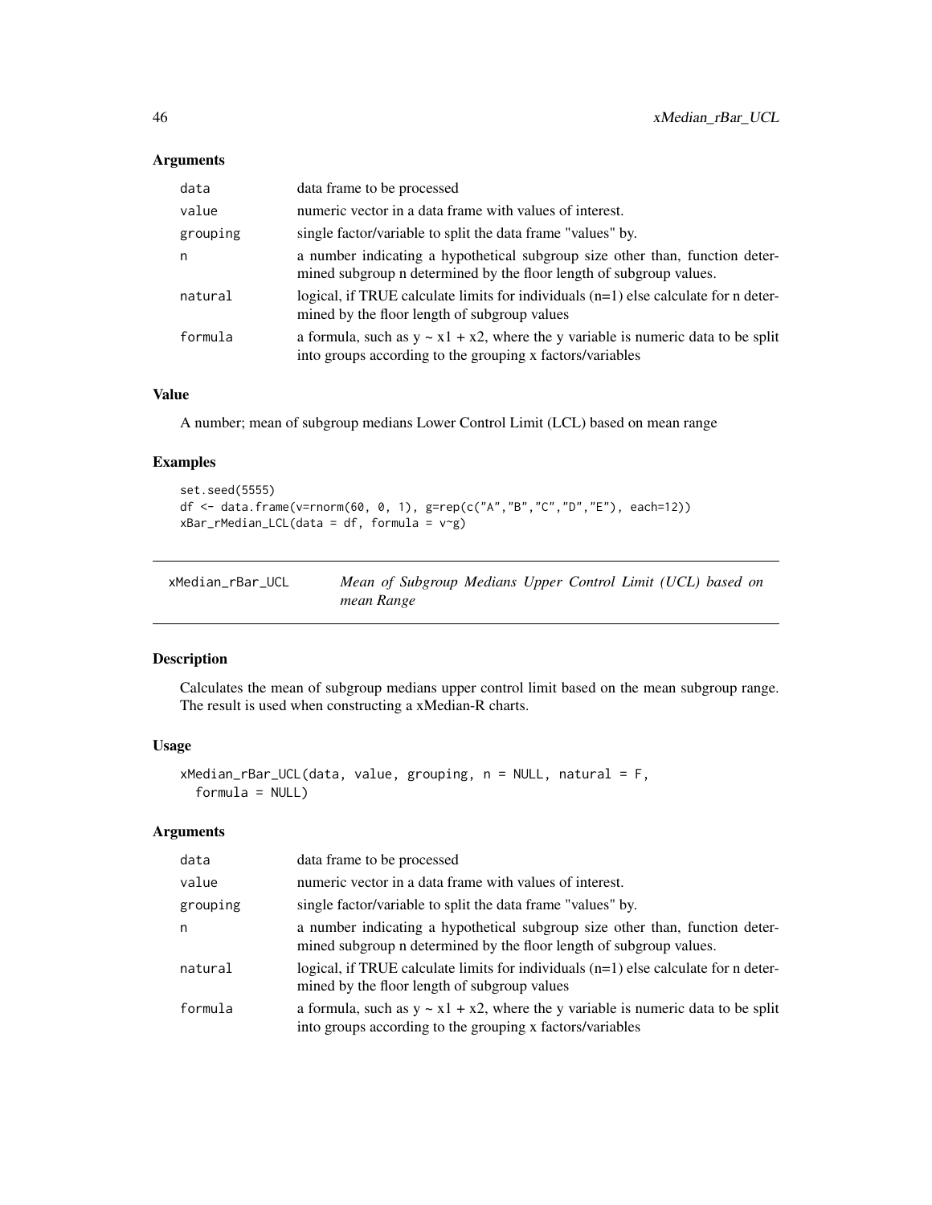## Arguments

| | |
|---|---|
| `data` | data frame to be processed |
| `value` | numeric vector in a data frame with values of interest. |
| `grouping` | single factor/variable to split the data frame "values" by. |
| `n` | a number indicating a hypothetical subgroup size other than, function determined subgroup n determined by the floor length of subgroup values. |
| `natural` | logical, if TRUE calculate limits for individuals (n=1) else calculate for n determined by the floor length of subgroup values |
| `formula` | a formula, such as y ~ x1 + x2, where the y variable is numeric data to be split into groups according to the grouping x factors/variables |

## Value

A number; mean of subgroup medians Lower Control Limit (LCL) based on mean range

## Examples

```
set.seed(5555)
df <- data.frame(v=rnorm(60, 0, 1), g=rep(c("A","B","C","D","E"), each=12))
xBar_rMedian_LCL(data = df, formula = v~g)
```

---

# xMedian_rBar_UCL — *Mean of Subgroup Medians Upper Control Limit (UCL) based on mean Range*

## Description

Calculates the mean of subgroup medians upper control limit based on the mean subgroup range. The result is used when constructing a xMedian-R charts.

## Usage

```
xMedian_rBar_UCL(data, value, grouping, n = NULL, natural = F,
  formula = NULL)
```

## Arguments

| | |
|---|---|
| `data` | data frame to be processed |
| `value` | numeric vector in a data frame with values of interest. |
| `grouping` | single factor/variable to split the data frame "values" by. |
| `n` | a number indicating a hypothetical subgroup size other than, function determined subgroup n determined by the floor length of subgroup values. |
| `natural` | logical, if TRUE calculate limits for individuals (n=1) else calculate for n determined by the floor length of subgroup values |
| `formula` | a formula, such as y ~ x1 + x2, where the y variable is numeric data to be split into groups according to the grouping x factors/variables |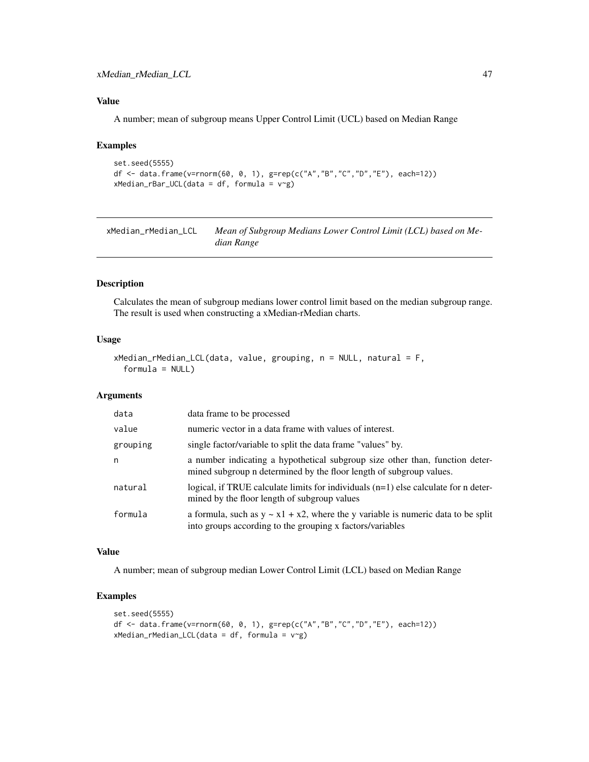### Value

A number; mean of subgroup means Upper Control Limit (UCL) based on Median Range

### Examples

```
set.seed(5555)
df <- data.frame(v=rnorm(60, 0, 1), g=rep(c("A","B","C","D","E"), each=12))
xMedian_rBar_UCL(data = df, formula = v~g)
```

---

## xMedian_rMedian_LCL — *Mean of Subgroup Medians Lower Control Limit (LCL) based on Median Range*

### Description

Calculates the mean of subgroup medians lower control limit based on the median subgroup range. The result is used when constructing a xMedian-rMedian charts.

### Usage

```
xMedian_rMedian_LCL(data, value, grouping, n = NULL, natural = F,
  formula = NULL)
```

### Arguments

| | |
|---|---|
| data | data frame to be processed |
| value | numeric vector in a data frame with values of interest. |
| grouping | single factor/variable to split the data frame "values" by. |
| n | a number indicating a hypothetical subgroup size other than, function determined subgroup n determined by the floor length of subgroup values. |
| natural | logical, if TRUE calculate limits for individuals (n=1) else calculate for n determined by the floor length of subgroup values |
| formula | a formula, such as y ~ x1 + x2, where the y variable is numeric data to be split into groups according to the grouping x factors/variables |

### Value

A number; mean of subgroup median Lower Control Limit (LCL) based on Median Range

### Examples

```
set.seed(5555)
df <- data.frame(v=rnorm(60, 0, 1), g=rep(c("A","B","C","D","E"), each=12))
xMedian_rMedian_LCL(data = df, formula = v~g)
```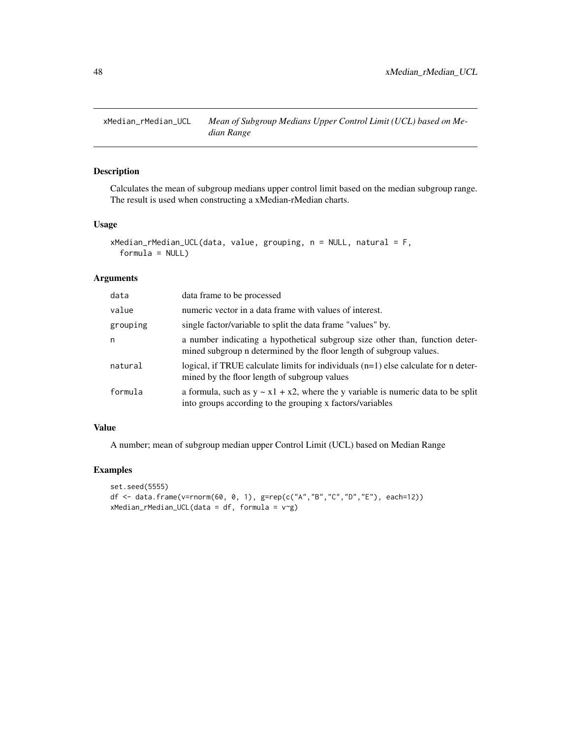# xMedian_rMedian_UCL — *Mean of Subgroup Medians Upper Control Limit (UCL) based on Median Range*

## Description

Calculates the mean of subgroup medians upper control limit based on the median subgroup range. The result is used when constructing a xMedian-rMedian charts.

## Usage

```
xMedian_rMedian_UCL(data, value, grouping, n = NULL, natural = F,
  formula = NULL)
```

## Arguments

| | |
|---|---|
| data | data frame to be processed |
| value | numeric vector in a data frame with values of interest. |
| grouping | single factor/variable to split the data frame "values" by. |
| n | a number indicating a hypothetical subgroup size other than, function determined subgroup n determined by the floor length of subgroup values. |
| natural | logical, if TRUE calculate limits for individuals (n=1) else calculate for n determined by the floor length of subgroup values |
| formula | a formula, such as y ~ x1 + x2, where the y variable is numeric data to be split into groups according to the grouping x factors/variables |

## Value

A number; mean of subgroup median upper Control Limit (UCL) based on Median Range

## Examples

```
set.seed(5555)
df <- data.frame(v=rnorm(60, 0, 1), g=rep(c("A","B","C","D","E"), each=12))
xMedian_rMedian_UCL(data = df, formula = v~g)
```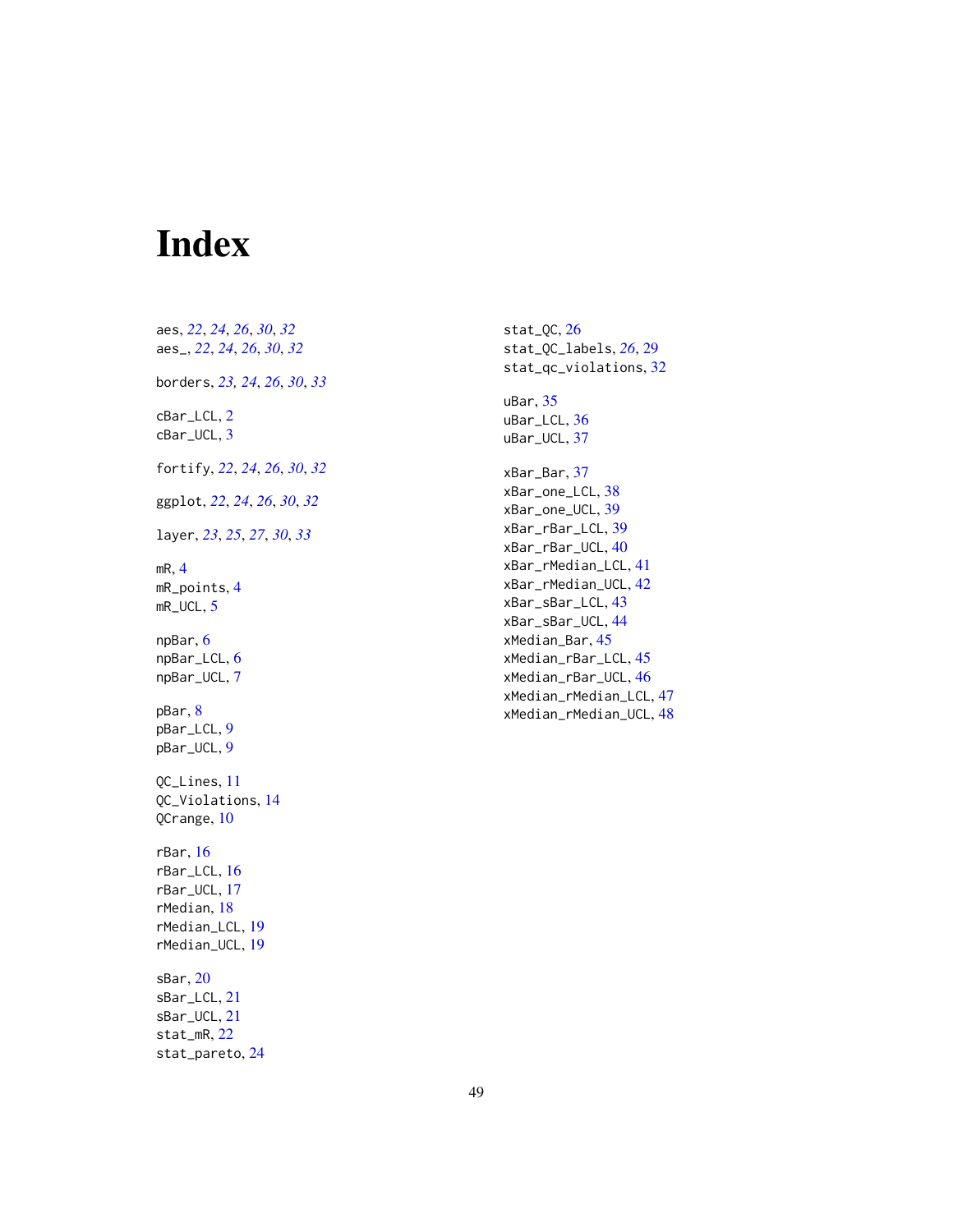# Index

aes, *22*, *24*, *26*, *30*, *32*
aes_, *22*, *24*, *26*, *30*, *32*

borders, *23, 24*, *26*, *30*, *33*

cBar_LCL, 2
cBar_UCL, 3

fortify, *22*, *24*, *26*, *30*, *32*

ggplot, *22*, *24*, *26*, *30*, *32*

layer, *23*, *25*, *27*, *30*, *33*

mR, 4
mR_points, 4
mR_UCL, 5

npBar, 6
npBar_LCL, 6
npBar_UCL, 7

pBar, 8
pBar_LCL, 9
pBar_UCL, 9

QC_Lines, 11
QC_Violations, 14
QCrange, 10

rBar, 16
rBar_LCL, 16
rBar_UCL, 17
rMedian, 18
rMedian_LCL, 19
rMedian_UCL, 19

sBar, 20
sBar_LCL, 21
sBar_UCL, 21
stat_mR, 22
stat_pareto, 24
stat_QC, 26
stat_QC_labels, *26*, 29
stat_qc_violations, 32

uBar, 35
uBar_LCL, 36
uBar_UCL, 37

xBar_Bar, 37
xBar_one_LCL, 38
xBar_one_UCL, 39
xBar_rBar_LCL, 39
xBar_rBar_UCL, 40
xBar_rMedian_LCL, 41
xBar_rMedian_UCL, 42
xBar_sBar_LCL, 43
xBar_sBar_UCL, 44
xMedian_Bar, 45
xMedian_rBar_LCL, 45
xMedian_rBar_UCL, 46
xMedian_rMedian_LCL, 47
xMedian_rMedian_UCL, 48